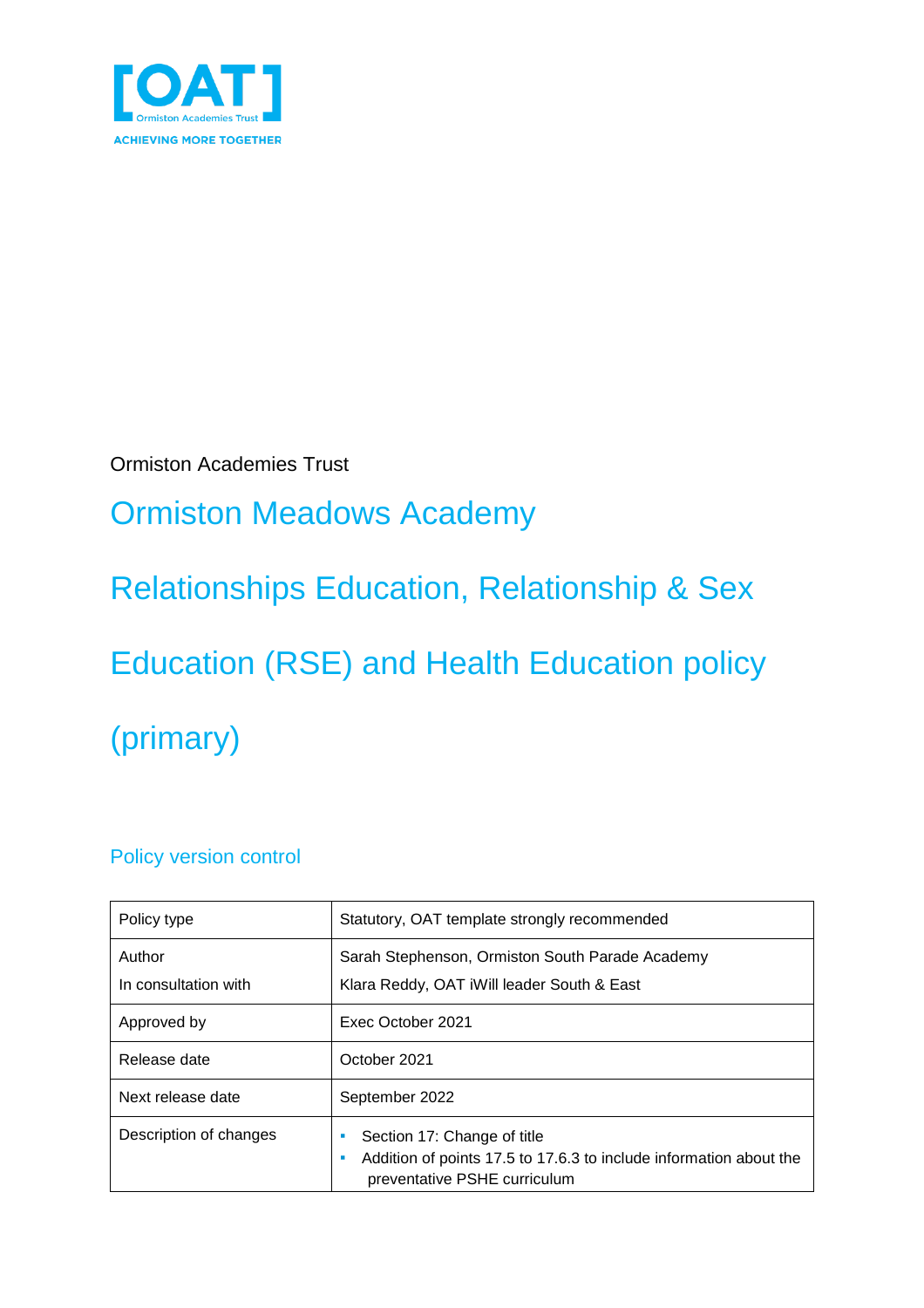[OAT]
Ormiston Academies Trust
ACHIEVING MORE TOGETHER

Ormiston Academies Trust

# Ormiston Meadows Academy

# Relationships Education, Relationship & Sex Education (RSE) and Health Education policy (primary)

## Policy version control

| Policy type | Statutory, OAT template strongly recommended |
|---|---|
| Author<br>In consultation with | Sarah Stephenson, Ormiston South Parade Academy<br>Klara Reddy, OAT iWill leader South & East |
| Approved by | Exec October 2021 |
| Release date | October 2021 |
| Next release date | September 2022 |
| Description of changes | - Section 17: Change of title<br>- Addition of points 17.5 to 17.6.3 to include information about the preventative PSHE curriculum |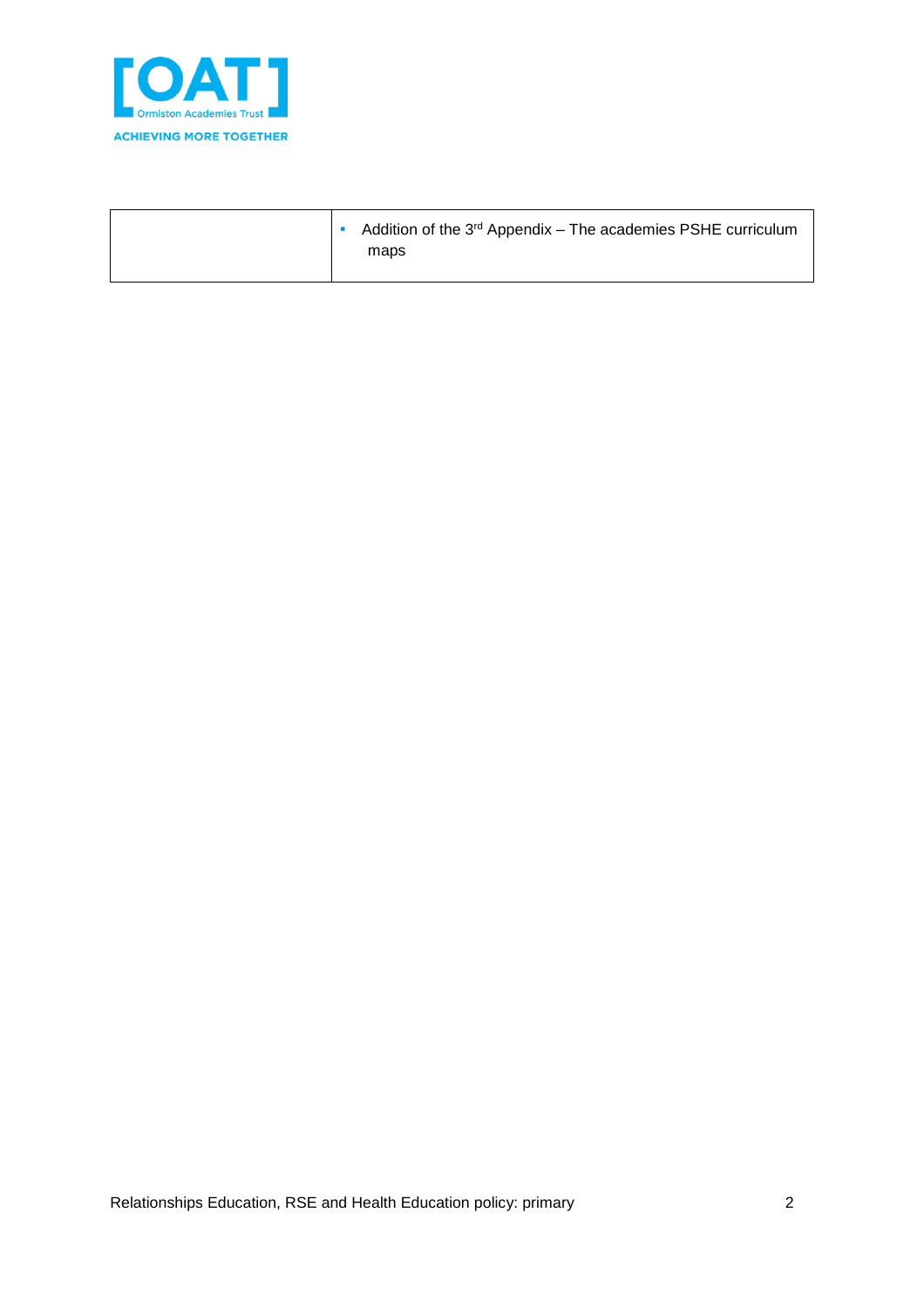|  |  |
|---|---|
|  | ▪ Addition of the 3rd Appendix – The academies PSHE curriculum maps |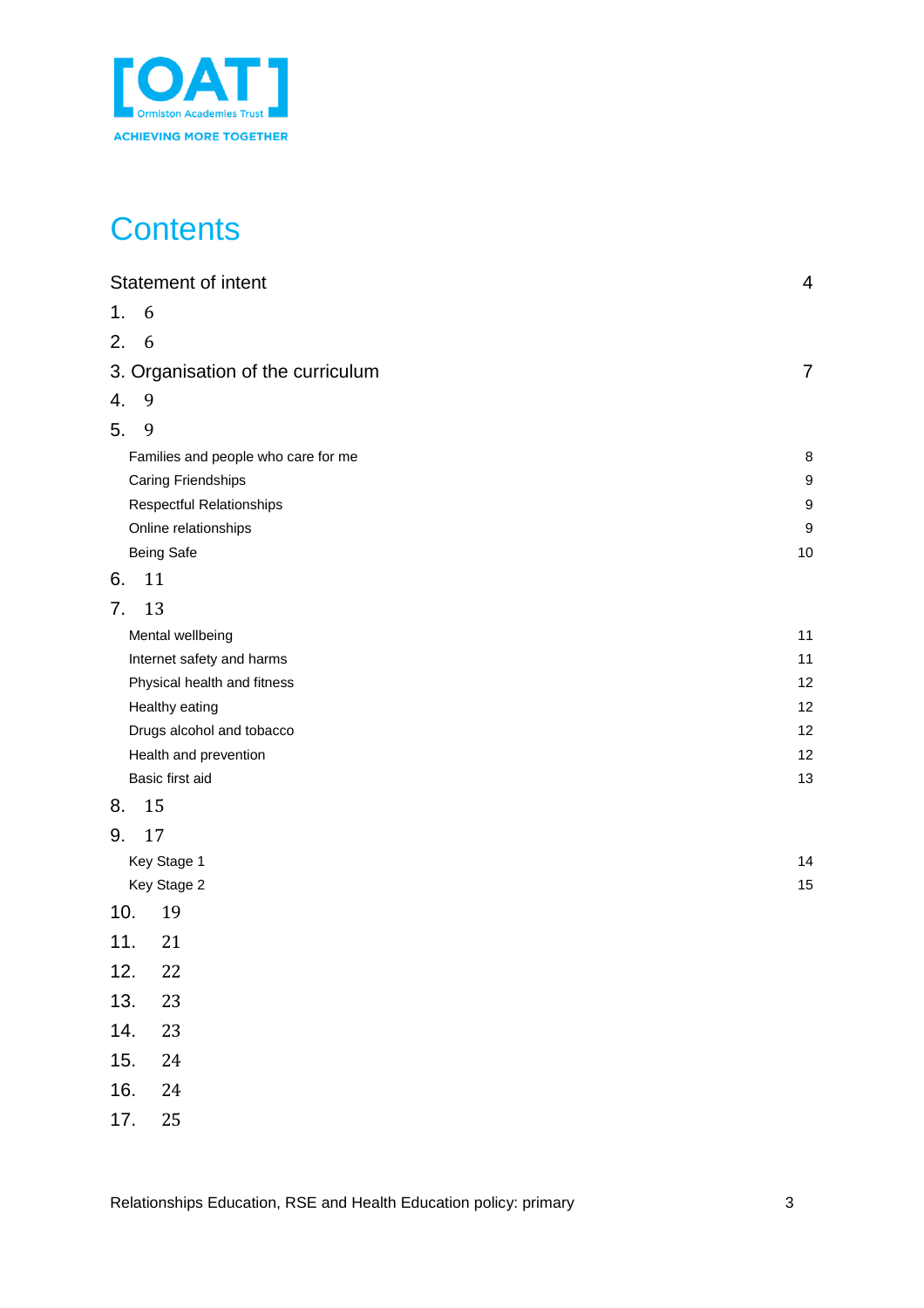[OAT] Ormiston Academies Trust

ACHIEVING MORE TOGETHER

# Contents

Statement of intent 4

1. 6

2. 6

3. Organisation of the curriculum 7

4. 9

5. 9

Families and people who care for me 8

Caring Friendships 9

Respectful Relationships 9

Online relationships 9

Being Safe 10

6. 11

7. 13

Mental wellbeing 11

Internet safety and harms 11

Physical health and fitness 12

Healthy eating 12

Drugs alcohol and tobacco 12

Health and prevention 12

Basic first aid 13

8. 15

9. 17

Key Stage 1 14

Key Stage 2 15

10. 19

11. 21

12. 22

13. 23

14. 23

15. 24

16. 24

17. 25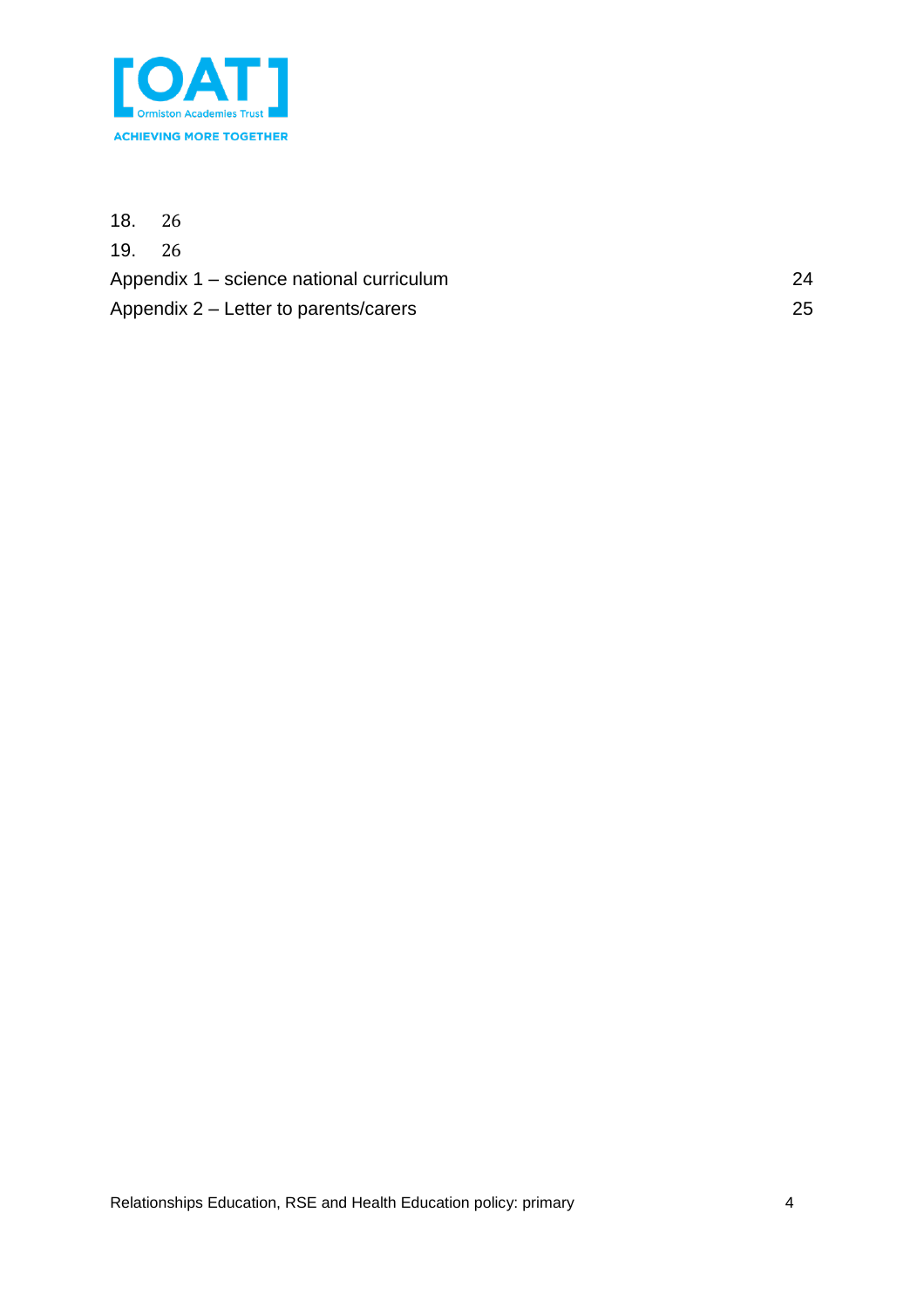18. 26

19. 26

Appendix 1 – science national curriculum 24

Appendix 2 – Letter to parents/carers 25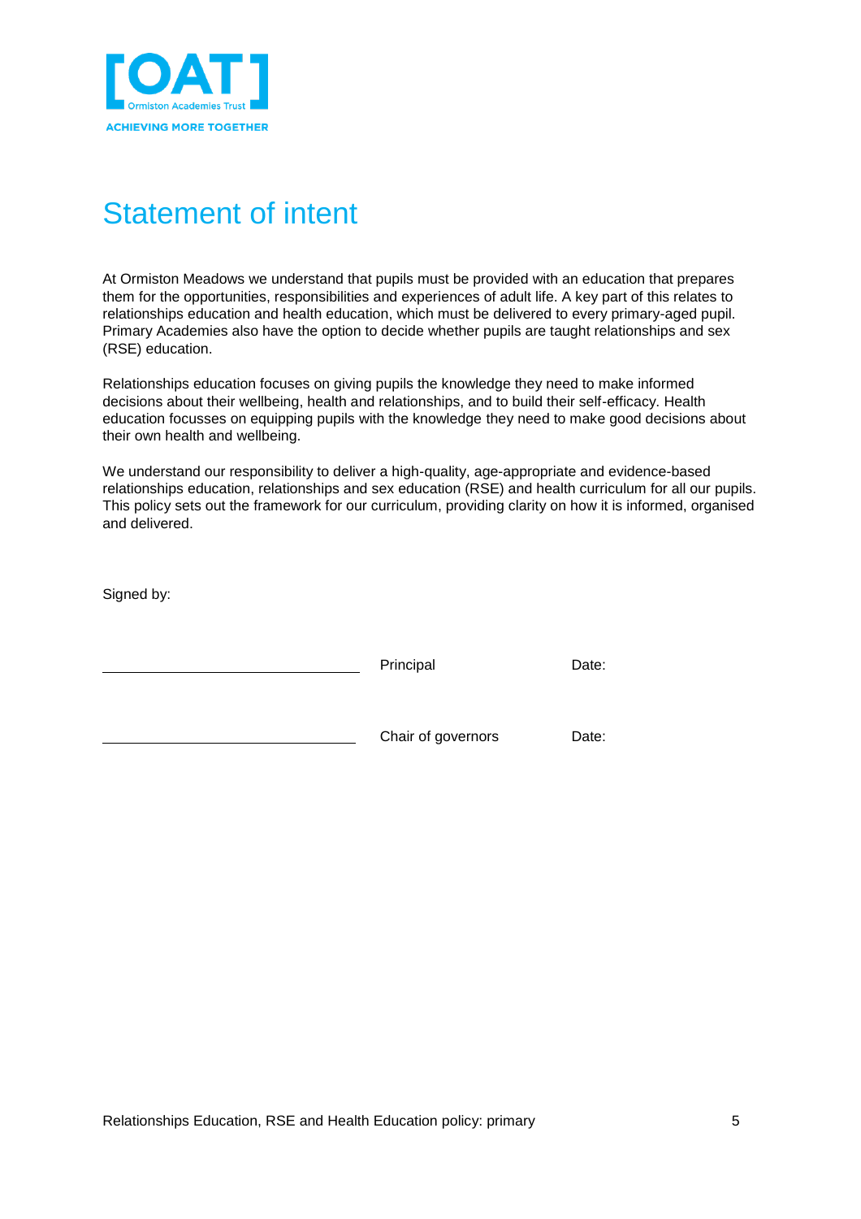# Statement of intent

At Ormiston Meadows we understand that pupils must be provided with an education that prepares them for the opportunities, responsibilities and experiences of adult life. A key part of this relates to relationships education and health education, which must be delivered to every primary-aged pupil. Primary Academies also have the option to decide whether pupils are taught relationships and sex (RSE) education.

Relationships education focuses on giving pupils the knowledge they need to make informed decisions about their wellbeing, health and relationships, and to build their self-efficacy. Health education focusses on equipping pupils with the knowledge they need to make good decisions about their own health and wellbeing.

We understand our responsibility to deliver a high-quality, age-appropriate and evidence-based relationships education, relationships and sex education (RSE) and health curriculum for all our pupils. This policy sets out the framework for our curriculum, providing clarity on how it is informed, organised and delivered.

Signed by:

| | | |
|---|---|---|
| ______________________________ | Principal | Date: |
| ______________________________ | Chair of governors | Date: |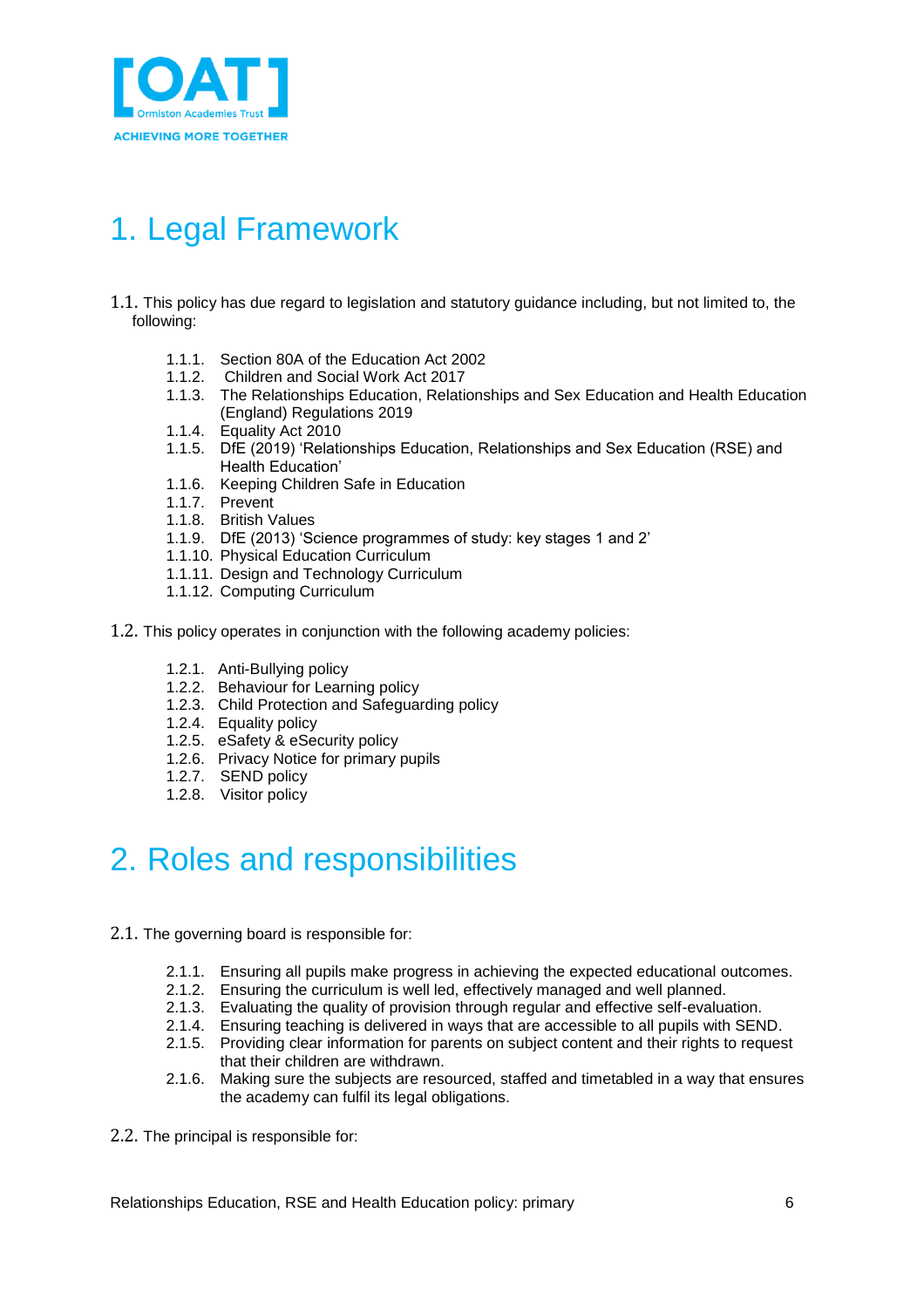# 1. Legal Framework

1.1. This policy has due regard to legislation and statutory guidance including, but not limited to, the following:

- 1.1.1. Section 80A of the Education Act 2002
- 1.1.2. Children and Social Work Act 2017
- 1.1.3. The Relationships Education, Relationships and Sex Education and Health Education (England) Regulations 2019
- 1.1.4. Equality Act 2010
- 1.1.5. DfE (2019) 'Relationships Education, Relationships and Sex Education (RSE) and Health Education'
- 1.1.6. Keeping Children Safe in Education
- 1.1.7. Prevent
- 1.1.8. British Values
- 1.1.9. DfE (2013) 'Science programmes of study: key stages 1 and 2'
- 1.1.10. Physical Education Curriculum
- 1.1.11. Design and Technology Curriculum
- 1.1.12. Computing Curriculum

1.2. This policy operates in conjunction with the following academy policies:

- 1.2.1. Anti-Bullying policy
- 1.2.2. Behaviour for Learning policy
- 1.2.3. Child Protection and Safeguarding policy
- 1.2.4. Equality policy
- 1.2.5. eSafety & eSecurity policy
- 1.2.6. Privacy Notice for primary pupils
- 1.2.7. SEND policy
- 1.2.8. Visitor policy

# 2. Roles and responsibilities

2.1. The governing board is responsible for:

- 2.1.1. Ensuring all pupils make progress in achieving the expected educational outcomes.
- 2.1.2. Ensuring the curriculum is well led, effectively managed and well planned.
- 2.1.3. Evaluating the quality of provision through regular and effective self-evaluation.
- 2.1.4. Ensuring teaching is delivered in ways that are accessible to all pupils with SEND.
- 2.1.5. Providing clear information for parents on subject content and their rights to request that their children are withdrawn.
- 2.1.6. Making sure the subjects are resourced, staffed and timetabled in a way that ensures the academy can fulfil its legal obligations.

2.2. The principal is responsible for: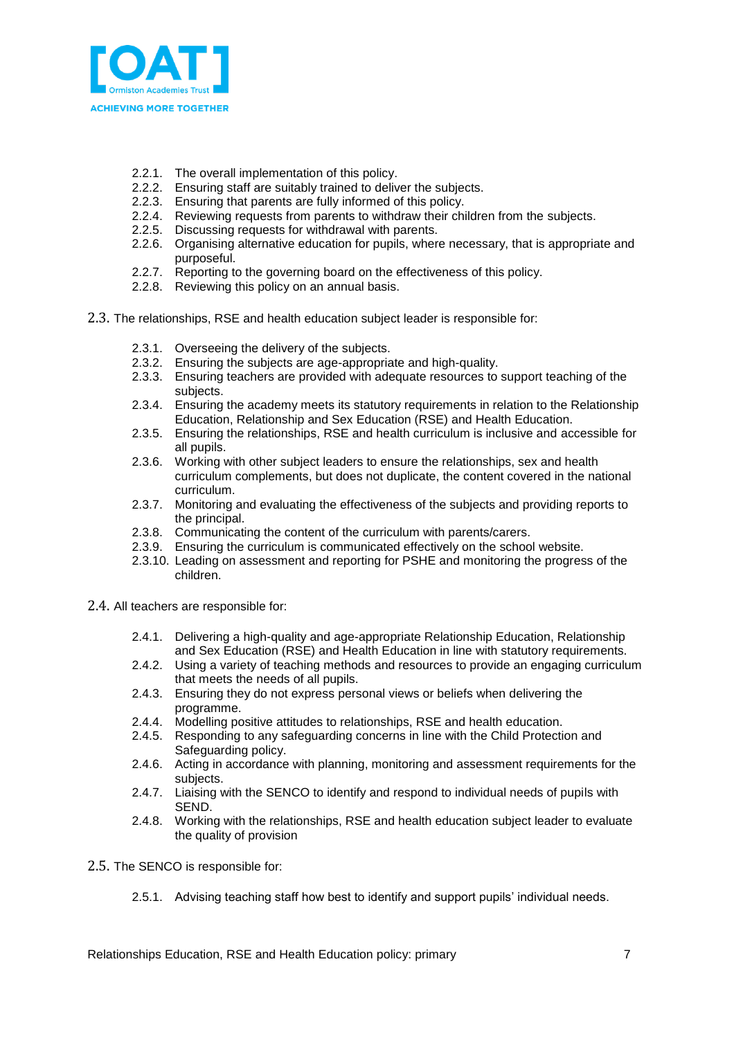2.2.1. The overall implementation of this policy.
2.2.2. Ensuring staff are suitably trained to deliver the subjects.
2.2.3. Ensuring that parents are fully informed of this policy.
2.2.4. Reviewing requests from parents to withdraw their children from the subjects.
2.2.5. Discussing requests for withdrawal with parents.
2.2.6. Organising alternative education for pupils, where necessary, that is appropriate and purposeful.
2.2.7. Reporting to the governing board on the effectiveness of this policy.
2.2.8. Reviewing this policy on an annual basis.

2.3. The relationships, RSE and health education subject leader is responsible for:

2.3.1. Overseeing the delivery of the subjects.
2.3.2. Ensuring the subjects are age-appropriate and high-quality.
2.3.3. Ensuring teachers are provided with adequate resources to support teaching of the subjects.
2.3.4. Ensuring the academy meets its statutory requirements in relation to the Relationship Education, Relationship and Sex Education (RSE) and Health Education.
2.3.5. Ensuring the relationships, RSE and health curriculum is inclusive and accessible for all pupils.
2.3.6. Working with other subject leaders to ensure the relationships, sex and health curriculum complements, but does not duplicate, the content covered in the national curriculum.
2.3.7. Monitoring and evaluating the effectiveness of the subjects and providing reports to the principal.
2.3.8. Communicating the content of the curriculum with parents/carers.
2.3.9. Ensuring the curriculum is communicated effectively on the school website.
2.3.10. Leading on assessment and reporting for PSHE and monitoring the progress of the children.

2.4. All teachers are responsible for:

2.4.1. Delivering a high-quality and age-appropriate Relationship Education, Relationship and Sex Education (RSE) and Health Education in line with statutory requirements.
2.4.2. Using a variety of teaching methods and resources to provide an engaging curriculum that meets the needs of all pupils.
2.4.3. Ensuring they do not express personal views or beliefs when delivering the programme.
2.4.4. Modelling positive attitudes to relationships, RSE and health education.
2.4.5. Responding to any safeguarding concerns in line with the Child Protection and Safeguarding policy.
2.4.6. Acting in accordance with planning, monitoring and assessment requirements for the subjects.
2.4.7. Liaising with the SENCO to identify and respond to individual needs of pupils with SEND.
2.4.8. Working with the relationships, RSE and health education subject leader to evaluate the quality of provision

2.5. The SENCO is responsible for:

2.5.1. Advising teaching staff how best to identify and support pupils' individual needs.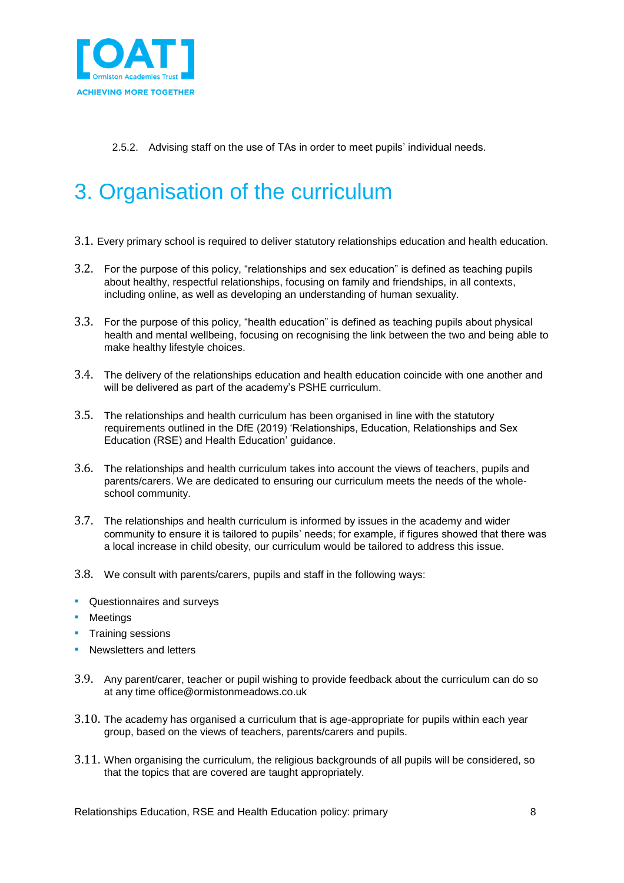2.5.2. Advising staff on the use of TAs in order to meet pupils' individual needs.

# 3. Organisation of the curriculum

3.1. Every primary school is required to deliver statutory relationships education and health education.

3.2. For the purpose of this policy, "relationships and sex education" is defined as teaching pupils about healthy, respectful relationships, focusing on family and friendships, in all contexts, including online, as well as developing an understanding of human sexuality.

3.3. For the purpose of this policy, "health education" is defined as teaching pupils about physical health and mental wellbeing, focusing on recognising the link between the two and being able to make healthy lifestyle choices.

3.4. The delivery of the relationships education and health education coincide with one another and will be delivered as part of the academy's PSHE curriculum.

3.5. The relationships and health curriculum has been organised in line with the statutory requirements outlined in the DfE (2019) 'Relationships, Education, Relationships and Sex Education (RSE) and Health Education' guidance.

3.6. The relationships and health curriculum takes into account the views of teachers, pupils and parents/carers. We are dedicated to ensuring our curriculum meets the needs of the whole-school community.

3.7. The relationships and health curriculum is informed by issues in the academy and wider community to ensure it is tailored to pupils' needs; for example, if figures showed that there was a local increase in child obesity, our curriculum would be tailored to address this issue.

3.8. We consult with parents/carers, pupils and staff in the following ways:

- Questionnaires and surveys
- Meetings
- Training sessions
- Newsletters and letters

3.9. Any parent/carer, teacher or pupil wishing to provide feedback about the curriculum can do so at any time office@ormistonmeadows.co.uk

3.10. The academy has organised a curriculum that is age-appropriate for pupils within each year group, based on the views of teachers, parents/carers and pupils.

3.11. When organising the curriculum, the religious backgrounds of all pupils will be considered, so that the topics that are covered are taught appropriately.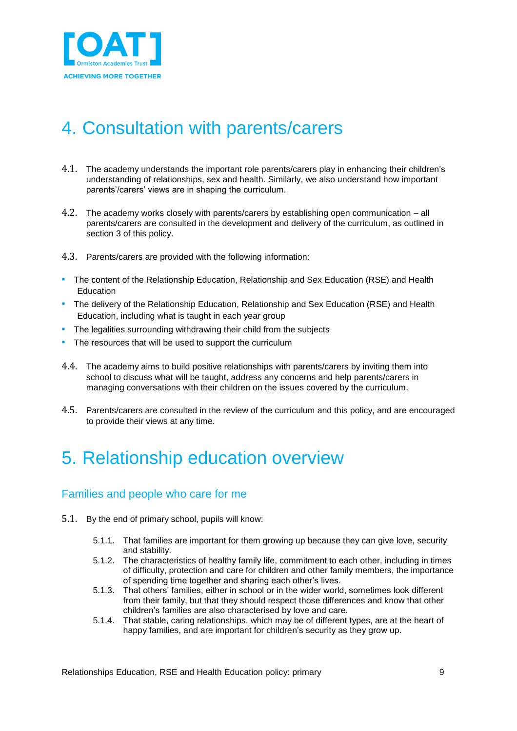# 4. Consultation with parents/carers

4.1. The academy understands the important role parents/carers play in enhancing their children's understanding of relationships, sex and health. Similarly, we also understand how important parents'/carers' views are in shaping the curriculum.

4.2. The academy works closely with parents/carers by establishing open communication – all parents/carers are consulted in the development and delivery of the curriculum, as outlined in section 3 of this policy.

4.3. Parents/carers are provided with the following information:

- The content of the Relationship Education, Relationship and Sex Education (RSE) and Health Education
- The delivery of the Relationship Education, Relationship and Sex Education (RSE) and Health Education, including what is taught in each year group
- The legalities surrounding withdrawing their child from the subjects
- The resources that will be used to support the curriculum

4.4. The academy aims to build positive relationships with parents/carers by inviting them into school to discuss what will be taught, address any concerns and help parents/carers in managing conversations with their children on the issues covered by the curriculum.

4.5. Parents/carers are consulted in the review of the curriculum and this policy, and are encouraged to provide their views at any time.

# 5. Relationship education overview

## Families and people who care for me

5.1. By the end of primary school, pupils will know:

5.1.1. That families are important for them growing up because they can give love, security and stability.

5.1.2. The characteristics of healthy family life, commitment to each other, including in times of difficulty, protection and care for children and other family members, the importance of spending time together and sharing each other's lives.

5.1.3. That others' families, either in school or in the wider world, sometimes look different from their family, but that they should respect those differences and know that other children's families are also characterised by love and care.

5.1.4. That stable, caring relationships, which may be of different types, are at the heart of happy families, and are important for children's security as they grow up.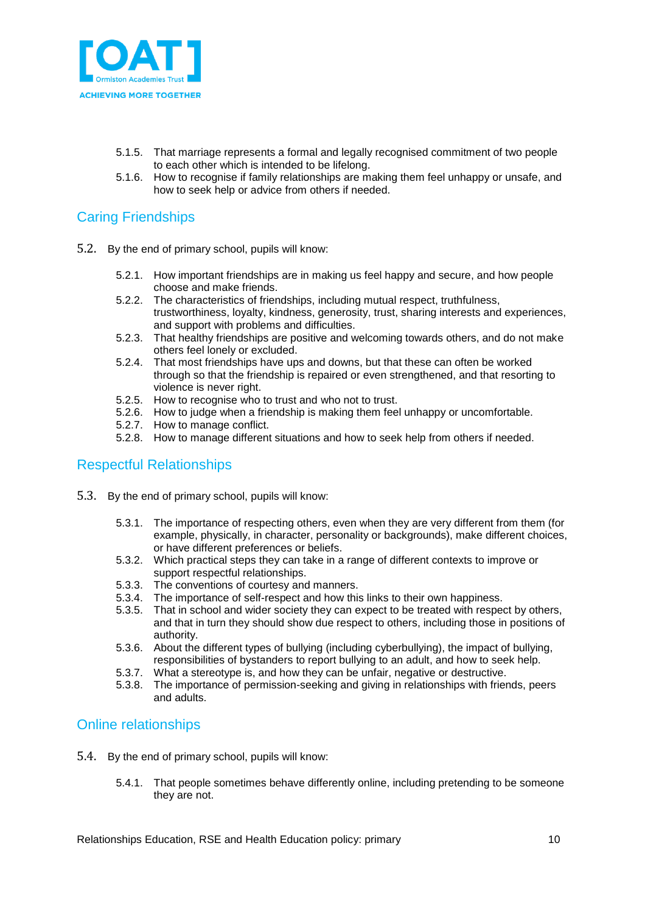5.1.5. That marriage represents a formal and legally recognised commitment of two people to each other which is intended to be lifelong.

5.1.6. How to recognise if family relationships are making them feel unhappy or unsafe, and how to seek help or advice from others if needed.

## Caring Friendships

5.2. By the end of primary school, pupils will know:

5.2.1. How important friendships are in making us feel happy and secure, and how people choose and make friends.

5.2.2. The characteristics of friendships, including mutual respect, truthfulness, trustworthiness, loyalty, kindness, generosity, trust, sharing interests and experiences, and support with problems and difficulties.

5.2.3. That healthy friendships are positive and welcoming towards others, and do not make others feel lonely or excluded.

5.2.4. That most friendships have ups and downs, but that these can often be worked through so that the friendship is repaired or even strengthened, and that resorting to violence is never right.

5.2.5. How to recognise who to trust and who not to trust.

5.2.6. How to judge when a friendship is making them feel unhappy or uncomfortable.

5.2.7. How to manage conflict.

5.2.8. How to manage different situations and how to seek help from others if needed.

## Respectful Relationships

5.3. By the end of primary school, pupils will know:

5.3.1. The importance of respecting others, even when they are very different from them (for example, physically, in character, personality or backgrounds), make different choices, or have different preferences or beliefs.

5.3.2. Which practical steps they can take in a range of different contexts to improve or support respectful relationships.

5.3.3. The conventions of courtesy and manners.

5.3.4. The importance of self-respect and how this links to their own happiness.

5.3.5. That in school and wider society they can expect to be treated with respect by others, and that in turn they should show due respect to others, including those in positions of authority.

5.3.6. About the different types of bullying (including cyberbullying), the impact of bullying, responsibilities of bystanders to report bullying to an adult, and how to seek help.

5.3.7. What a stereotype is, and how they can be unfair, negative or destructive.

5.3.8. The importance of permission-seeking and giving in relationships with friends, peers and adults.

## Online relationships

5.4. By the end of primary school, pupils will know:

5.4.1. That people sometimes behave differently online, including pretending to be someone they are not.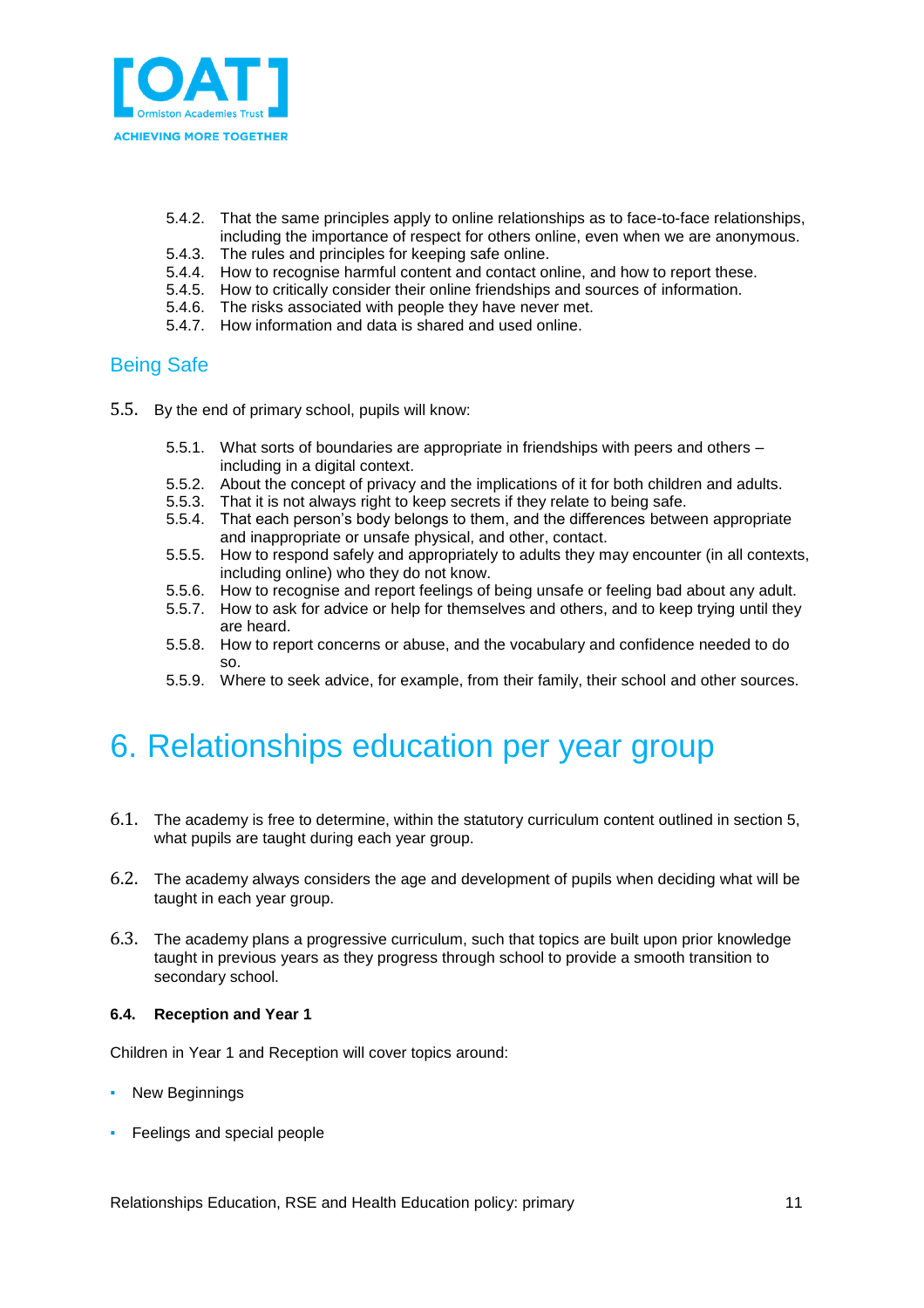5.4.2. That the same principles apply to online relationships as to face-to-face relationships, including the importance of respect for others online, even when we are anonymous.
5.4.3. The rules and principles for keeping safe online.
5.4.4. How to recognise harmful content and contact online, and how to report these.
5.4.5. How to critically consider their online friendships and sources of information.
5.4.6. The risks associated with people they have never met.
5.4.7. How information and data is shared and used online.

## Being Safe

5.5. By the end of primary school, pupils will know:

5.5.1. What sorts of boundaries are appropriate in friendships with peers and others – including in a digital context.
5.5.2. About the concept of privacy and the implications of it for both children and adults.
5.5.3. That it is not always right to keep secrets if they relate to being safe.
5.5.4. That each person's body belongs to them, and the differences between appropriate and inappropriate or unsafe physical, and other, contact.
5.5.5. How to respond safely and appropriately to adults they may encounter (in all contexts, including online) who they do not know.
5.5.6. How to recognise and report feelings of being unsafe or feeling bad about any adult.
5.5.7. How to ask for advice or help for themselves and others, and to keep trying until they are heard.
5.5.8. How to report concerns or abuse, and the vocabulary and confidence needed to do so.
5.5.9. Where to seek advice, for example, from their family, their school and other sources.

# 6. Relationships education per year group

6.1. The academy is free to determine, within the statutory curriculum content outlined in section 5, what pupils are taught during each year group.

6.2. The academy always considers the age and development of pupils when deciding what will be taught in each year group.

6.3. The academy plans a progressive curriculum, such that topics are built upon prior knowledge taught in previous years as they progress through school to provide a smooth transition to secondary school.

**6.4. Reception and Year 1**

Children in Year 1 and Reception will cover topics around:

- New Beginnings
- Feelings and special people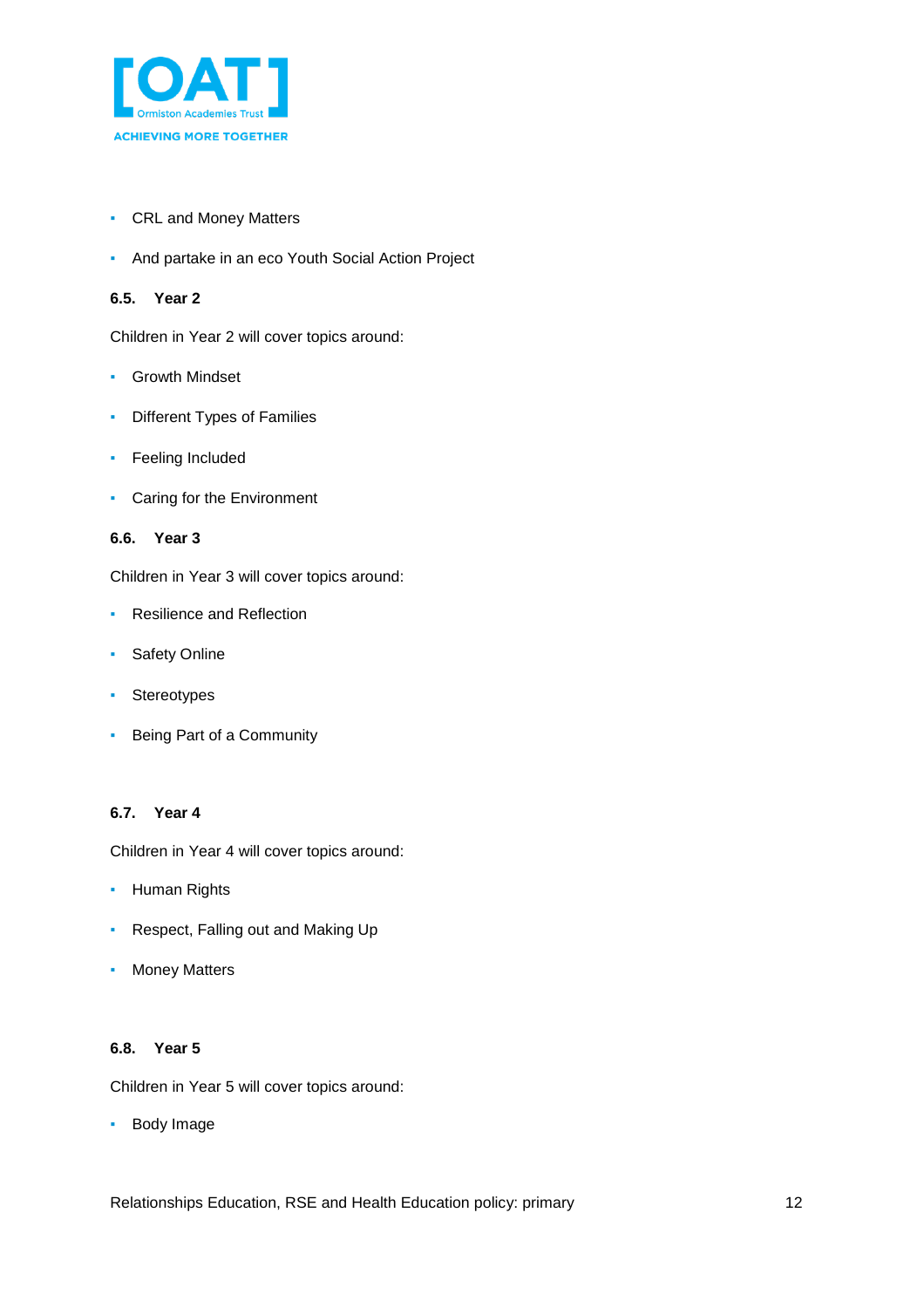- CRL and Money Matters
- And partake in an eco Youth Social Action Project

### 6.5. Year 2

Children in Year 2 will cover topics around:

- Growth Mindset
- Different Types of Families
- Feeling Included
- Caring for the Environment

### 6.6. Year 3

Children in Year 3 will cover topics around:

- Resilience and Reflection
- Safety Online
- Stereotypes
- Being Part of a Community

### 6.7. Year 4

Children in Year 4 will cover topics around:

- Human Rights
- Respect, Falling out and Making Up
- Money Matters

### 6.8. Year 5

Children in Year 5 will cover topics around:

- Body Image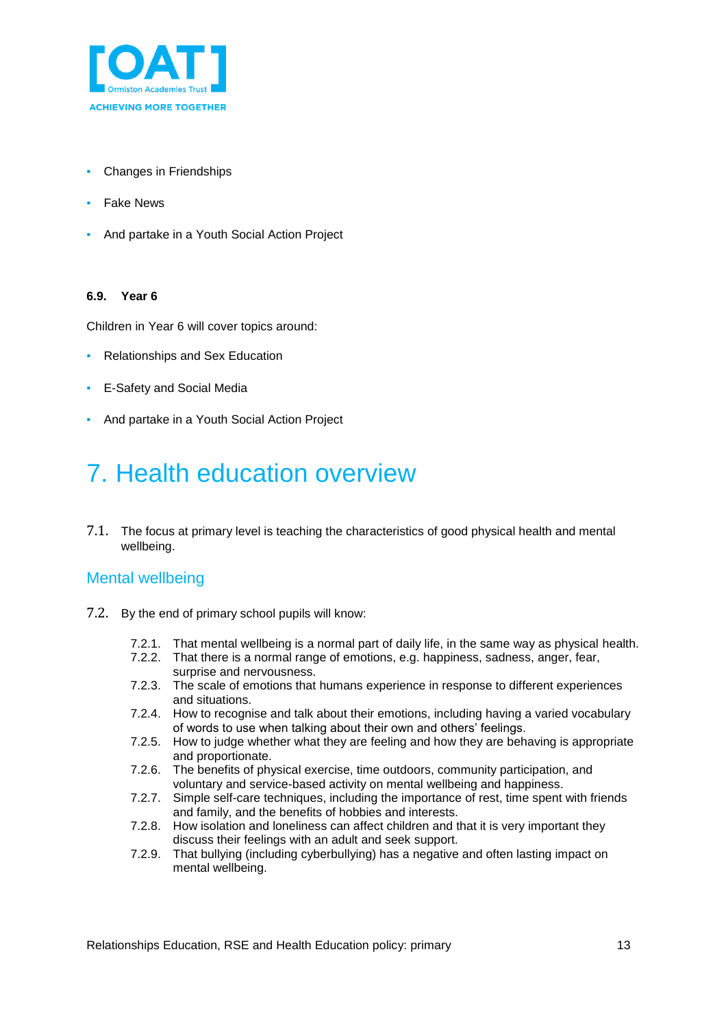- Changes in Friendships
- Fake News
- And partake in a Youth Social Action Project

#### 6.9. Year 6

Children in Year 6 will cover topics around:

- Relationships and Sex Education
- E-Safety and Social Media
- And partake in a Youth Social Action Project

# 7. Health education overview

7.1. The focus at primary level is teaching the characteristics of good physical health and mental wellbeing.

## Mental wellbeing

7.2. By the end of primary school pupils will know:

- 7.2.1. That mental wellbeing is a normal part of daily life, in the same way as physical health.
- 7.2.2. That there is a normal range of emotions, e.g. happiness, sadness, anger, fear, surprise and nervousness.
- 7.2.3. The scale of emotions that humans experience in response to different experiences and situations.
- 7.2.4. How to recognise and talk about their emotions, including having a varied vocabulary of words to use when talking about their own and others' feelings.
- 7.2.5. How to judge whether what they are feeling and how they are behaving is appropriate and proportionate.
- 7.2.6. The benefits of physical exercise, time outdoors, community participation, and voluntary and service-based activity on mental wellbeing and happiness.
- 7.2.7. Simple self-care techniques, including the importance of rest, time spent with friends and family, and the benefits of hobbies and interests.
- 7.2.8. How isolation and loneliness can affect children and that it is very important they discuss their feelings with an adult and seek support.
- 7.2.9. That bullying (including cyberbullying) has a negative and often lasting impact on mental wellbeing.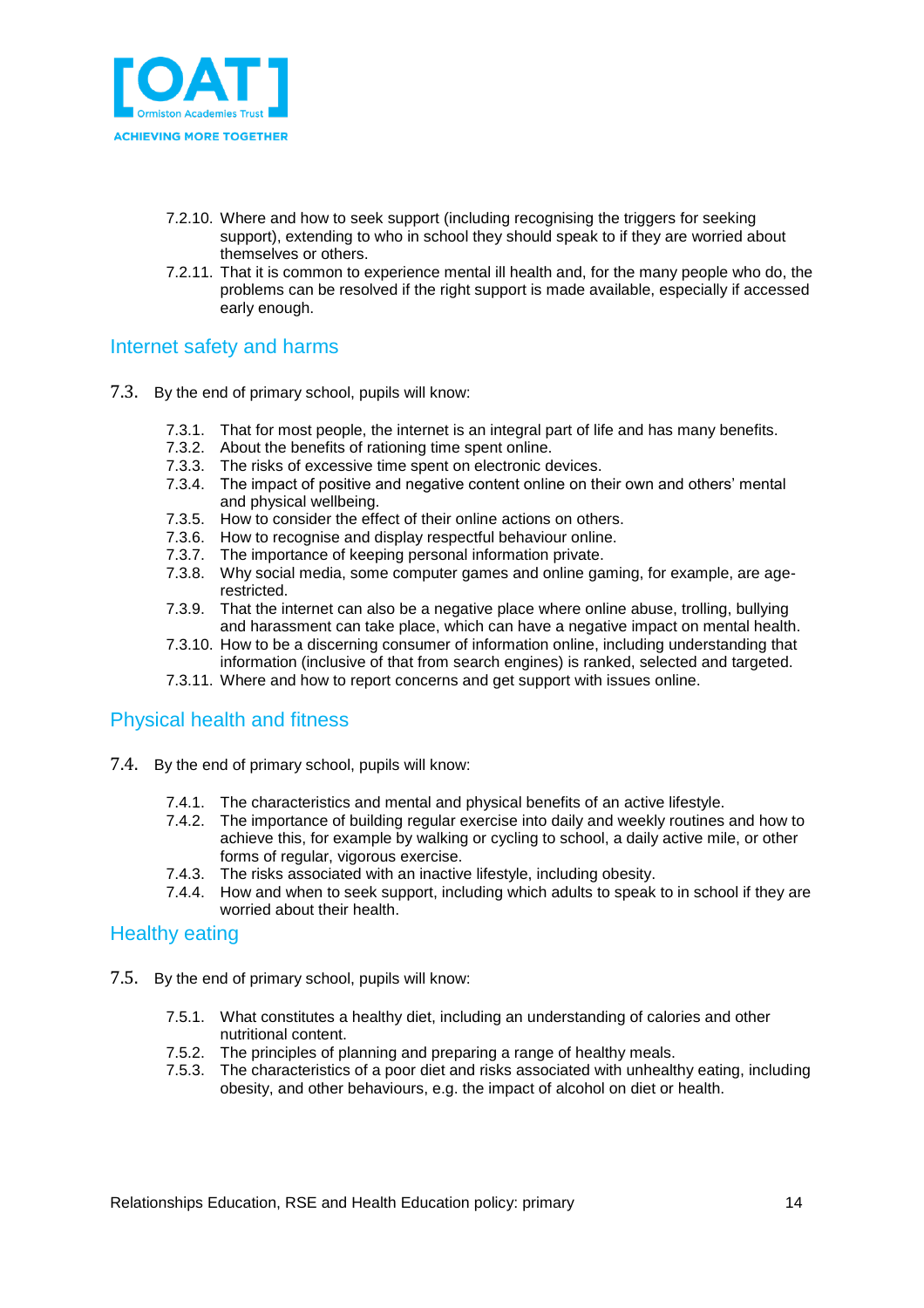7.2.10. Where and how to seek support (including recognising the triggers for seeking support), extending to who in school they should speak to if they are worried about themselves or others.

7.2.11. That it is common to experience mental ill health and, for the many people who do, the problems can be resolved if the right support is made available, especially if accessed early enough.

## Internet safety and harms

7.3. By the end of primary school, pupils will know:

7.3.1. That for most people, the internet is an integral part of life and has many benefits.
7.3.2. About the benefits of rationing time spent online.
7.3.3. The risks of excessive time spent on electronic devices.
7.3.4. The impact of positive and negative content online on their own and others' mental and physical wellbeing.
7.3.5. How to consider the effect of their online actions on others.
7.3.6. How to recognise and display respectful behaviour online.
7.3.7. The importance of keeping personal information private.
7.3.8. Why social media, some computer games and online gaming, for example, are age-restricted.
7.3.9. That the internet can also be a negative place where online abuse, trolling, bullying and harassment can take place, which can have a negative impact on mental health.
7.3.10. How to be a discerning consumer of information online, including understanding that information (inclusive of that from search engines) is ranked, selected and targeted.
7.3.11. Where and how to report concerns and get support with issues online.

## Physical health and fitness

7.4. By the end of primary school, pupils will know:

7.4.1. The characteristics and mental and physical benefits of an active lifestyle.
7.4.2. The importance of building regular exercise into daily and weekly routines and how to achieve this, for example by walking or cycling to school, a daily active mile, or other forms of regular, vigorous exercise.
7.4.3. The risks associated with an inactive lifestyle, including obesity.
7.4.4. How and when to seek support, including which adults to speak to in school if they are worried about their health.

## Healthy eating

7.5. By the end of primary school, pupils will know:

7.5.1. What constitutes a healthy diet, including an understanding of calories and other nutritional content.
7.5.2. The principles of planning and preparing a range of healthy meals.
7.5.3. The characteristics of a poor diet and risks associated with unhealthy eating, including obesity, and other behaviours, e.g. the impact of alcohol on diet or health.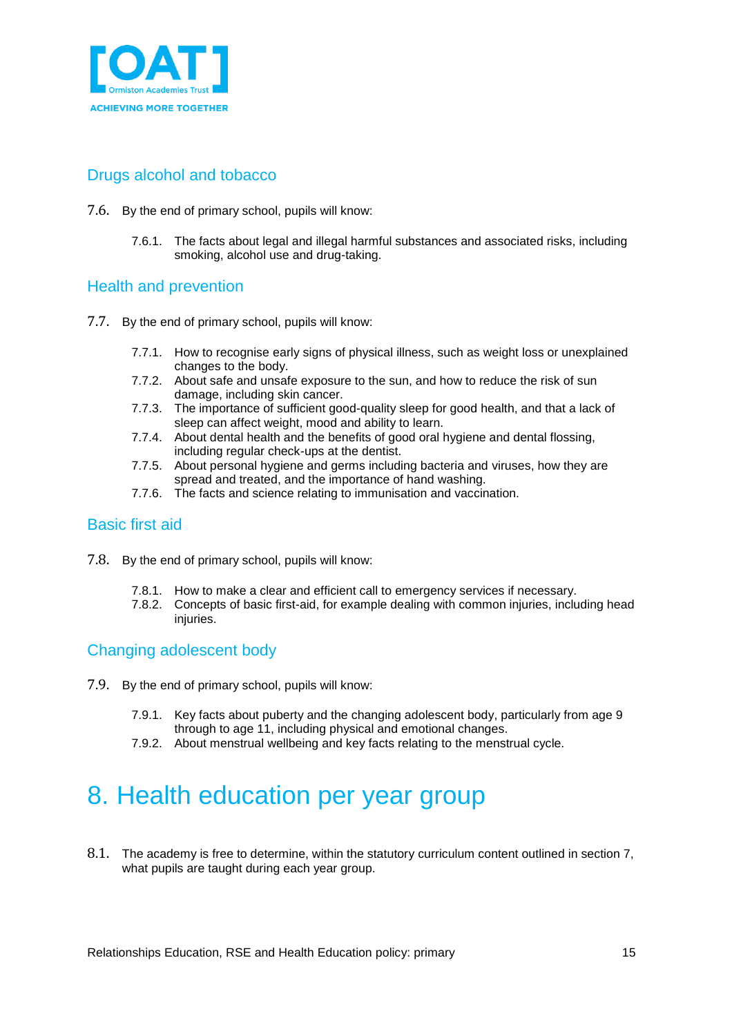## Drugs alcohol and tobacco

7.6. By the end of primary school, pupils will know:

   7.6.1. The facts about legal and illegal harmful substances and associated risks, including smoking, alcohol use and drug-taking.

## Health and prevention

7.7. By the end of primary school, pupils will know:

   7.7.1. How to recognise early signs of physical illness, such as weight loss or unexplained changes to the body.
   7.7.2. About safe and unsafe exposure to the sun, and how to reduce the risk of sun damage, including skin cancer.
   7.7.3. The importance of sufficient good-quality sleep for good health, and that a lack of sleep can affect weight, mood and ability to learn.
   7.7.4. About dental health and the benefits of good oral hygiene and dental flossing, including regular check-ups at the dentist.
   7.7.5. About personal hygiene and germs including bacteria and viruses, how they are spread and treated, and the importance of hand washing.
   7.7.6. The facts and science relating to immunisation and vaccination.

## Basic first aid

7.8. By the end of primary school, pupils will know:

   7.8.1. How to make a clear and efficient call to emergency services if necessary.
   7.8.2. Concepts of basic first-aid, for example dealing with common injuries, including head injuries.

## Changing adolescent body

7.9. By the end of primary school, pupils will know:

   7.9.1. Key facts about puberty and the changing adolescent body, particularly from age 9 through to age 11, including physical and emotional changes.
   7.9.2. About menstrual wellbeing and key facts relating to the menstrual cycle.

# 8. Health education per year group

8.1. The academy is free to determine, within the statutory curriculum content outlined in section 7, what pupils are taught during each year group.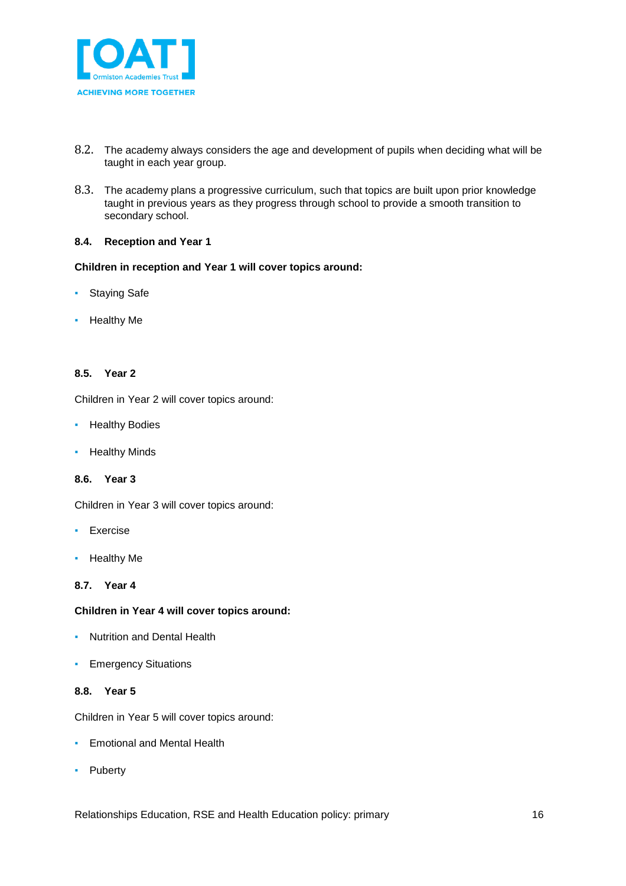8.2. The academy always considers the age and development of pupils when deciding what will be taught in each year group.

8.3. The academy plans a progressive curriculum, such that topics are built upon prior knowledge taught in previous years as they progress through school to provide a smooth transition to secondary school.

### 8.4. Reception and Year 1

**Children in reception and Year 1 will cover topics around:**

- Staying Safe
- Healthy Me

### 8.5. Year 2

Children in Year 2 will cover topics around:

- Healthy Bodies
- Healthy Minds

### 8.6. Year 3

Children in Year 3 will cover topics around:

- Exercise
- Healthy Me

### 8.7. Year 4

**Children in Year 4 will cover topics around:**

- Nutrition and Dental Health
- Emergency Situations

### 8.8. Year 5

Children in Year 5 will cover topics around:

- Emotional and Mental Health
- Puberty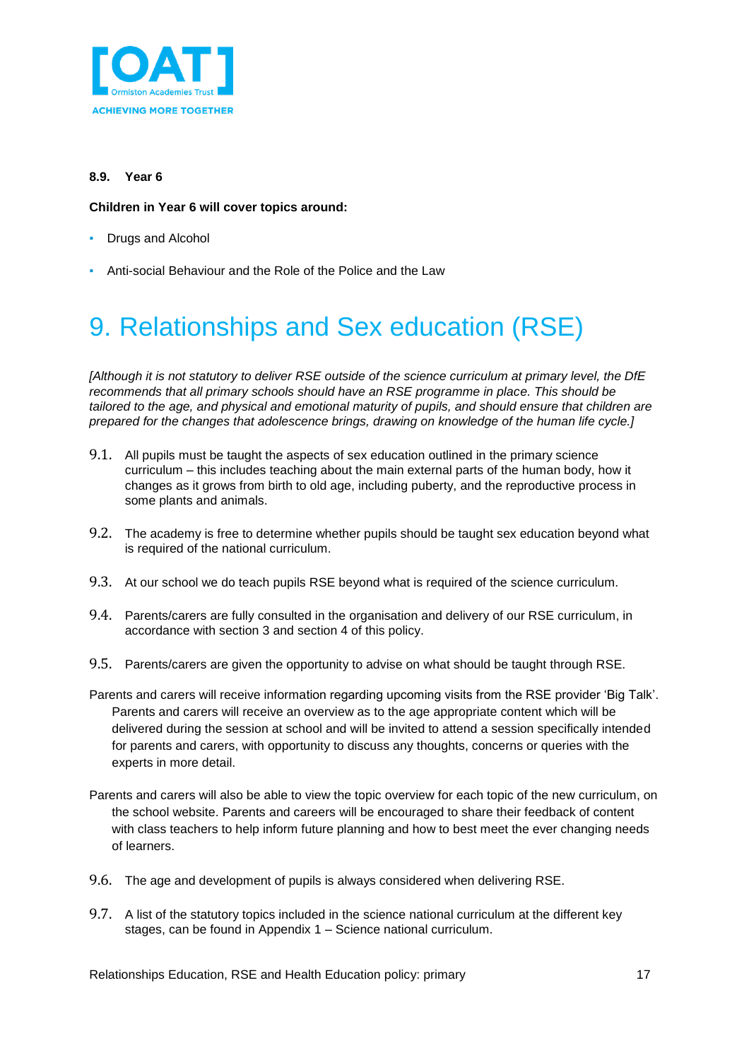**8.9. Year 6**

**Children in Year 6 will cover topics around:**

- Drugs and Alcohol
- Anti-social Behaviour and the Role of the Police and the Law

# 9. Relationships and Sex education (RSE)

*[Although it is not statutory to deliver RSE outside of the science curriculum at primary level, the DfE recommends that all primary schools should have an RSE programme in place. This should be tailored to the age, and physical and emotional maturity of pupils, and should ensure that children are prepared for the changes that adolescence brings, drawing on knowledge of the human life cycle.]*

9.1. All pupils must be taught the aspects of sex education outlined in the primary science curriculum – this includes teaching about the main external parts of the human body, how it changes as it grows from birth to old age, including puberty, and the reproductive process in some plants and animals.

9.2. The academy is free to determine whether pupils should be taught sex education beyond what is required of the national curriculum.

9.3. At our school we do teach pupils RSE beyond what is required of the science curriculum.

9.4. Parents/carers are fully consulted in the organisation and delivery of our RSE curriculum, in accordance with section 3 and section 4 of this policy.

9.5. Parents/carers are given the opportunity to advise on what should be taught through RSE.

Parents and carers will receive information regarding upcoming visits from the RSE provider 'Big Talk'. Parents and carers will receive an overview as to the age appropriate content which will be delivered during the session at school and will be invited to attend a session specifically intended for parents and carers, with opportunity to discuss any thoughts, concerns or queries with the experts in more detail.

Parents and carers will also be able to view the topic overview for each topic of the new curriculum, on the school website. Parents and careers will be encouraged to share their feedback of content with class teachers to help inform future planning and how to best meet the ever changing needs of learners.

9.6. The age and development of pupils is always considered when delivering RSE.

9.7. A list of the statutory topics included in the science national curriculum at the different key stages, can be found in Appendix 1 – Science national curriculum.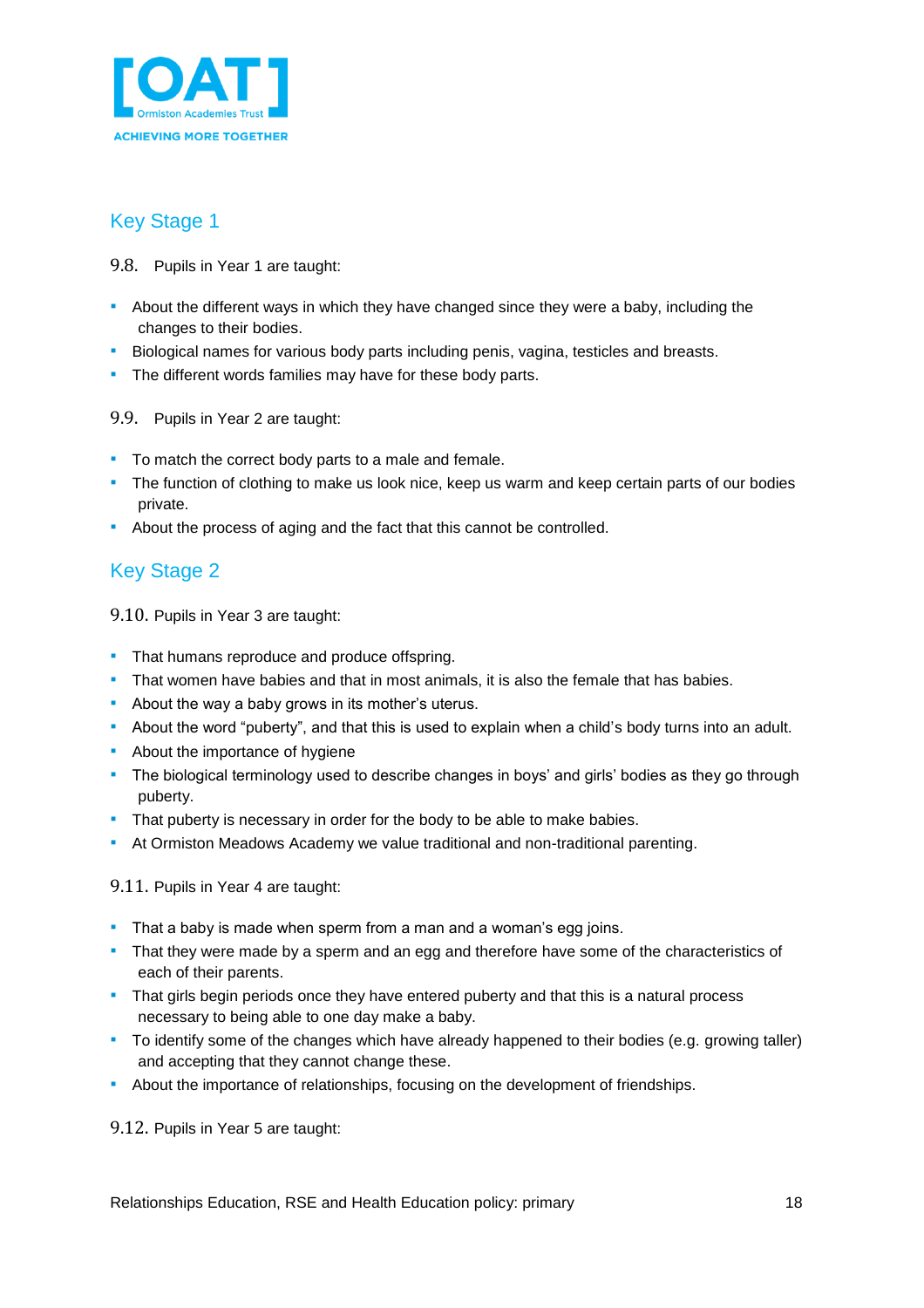## Key Stage 1

9.8. Pupils in Year 1 are taught:

- About the different ways in which they have changed since they were a baby, including the changes to their bodies.
- Biological names for various body parts including penis, vagina, testicles and breasts.
- The different words families may have for these body parts.

9.9. Pupils in Year 2 are taught:

- To match the correct body parts to a male and female.
- The function of clothing to make us look nice, keep us warm and keep certain parts of our bodies private.
- About the process of aging and the fact that this cannot be controlled.

## Key Stage 2

9.10. Pupils in Year 3 are taught:

- That humans reproduce and produce offspring.
- That women have babies and that in most animals, it is also the female that has babies.
- About the way a baby grows in its mother's uterus.
- About the word "puberty", and that this is used to explain when a child's body turns into an adult.
- About the importance of hygiene
- The biological terminology used to describe changes in boys' and girls' bodies as they go through puberty.
- That puberty is necessary in order for the body to be able to make babies.
- At Ormiston Meadows Academy we value traditional and non-traditional parenting.

9.11. Pupils in Year 4 are taught:

- That a baby is made when sperm from a man and a woman's egg joins.
- That they were made by a sperm and an egg and therefore have some of the characteristics of each of their parents.
- That girls begin periods once they have entered puberty and that this is a natural process necessary to being able to one day make a baby.
- To identify some of the changes which have already happened to their bodies (e.g. growing taller) and accepting that they cannot change these.
- About the importance of relationships, focusing on the development of friendships.

9.12. Pupils in Year 5 are taught: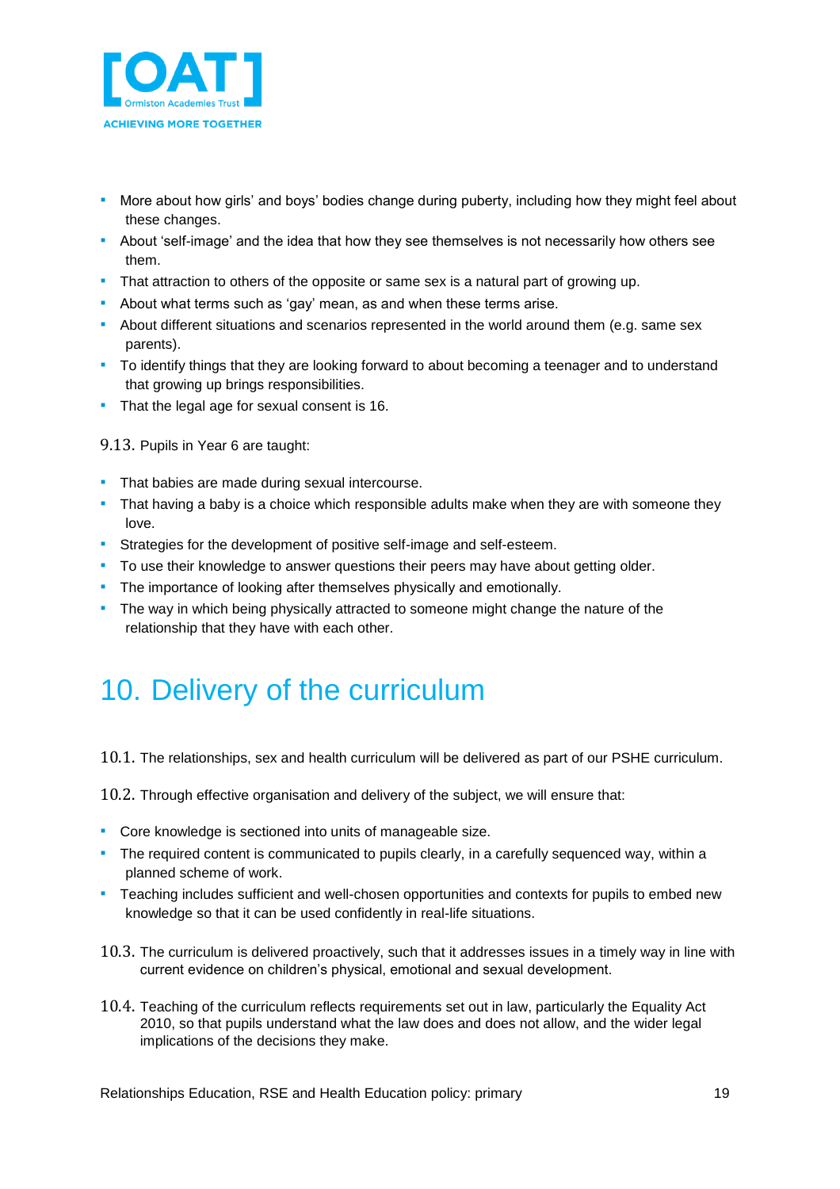- More about how girls' and boys' bodies change during puberty, including how they might feel about these changes.
- About 'self-image' and the idea that how they see themselves is not necessarily how others see them.
- That attraction to others of the opposite or same sex is a natural part of growing up.
- About what terms such as 'gay' mean, as and when these terms arise.
- About different situations and scenarios represented in the world around them (e.g. same sex parents).
- To identify things that they are looking forward to about becoming a teenager and to understand that growing up brings responsibilities.
- That the legal age for sexual consent is 16.

9.13. Pupils in Year 6 are taught:

- That babies are made during sexual intercourse.
- That having a baby is a choice which responsible adults make when they are with someone they love.
- Strategies for the development of positive self-image and self-esteem.
- To use their knowledge to answer questions their peers may have about getting older.
- The importance of looking after themselves physically and emotionally.
- The way in which being physically attracted to someone might change the nature of the relationship that they have with each other.

# 10. Delivery of the curriculum

10.1. The relationships, sex and health curriculum will be delivered as part of our PSHE curriculum.

10.2. Through effective organisation and delivery of the subject, we will ensure that:

- Core knowledge is sectioned into units of manageable size.
- The required content is communicated to pupils clearly, in a carefully sequenced way, within a planned scheme of work.
- Teaching includes sufficient and well-chosen opportunities and contexts for pupils to embed new knowledge so that it can be used confidently in real-life situations.

10.3. The curriculum is delivered proactively, such that it addresses issues in a timely way in line with current evidence on children's physical, emotional and sexual development.

10.4. Teaching of the curriculum reflects requirements set out in law, particularly the Equality Act 2010, so that pupils understand what the law does and does not allow, and the wider legal implications of the decisions they make.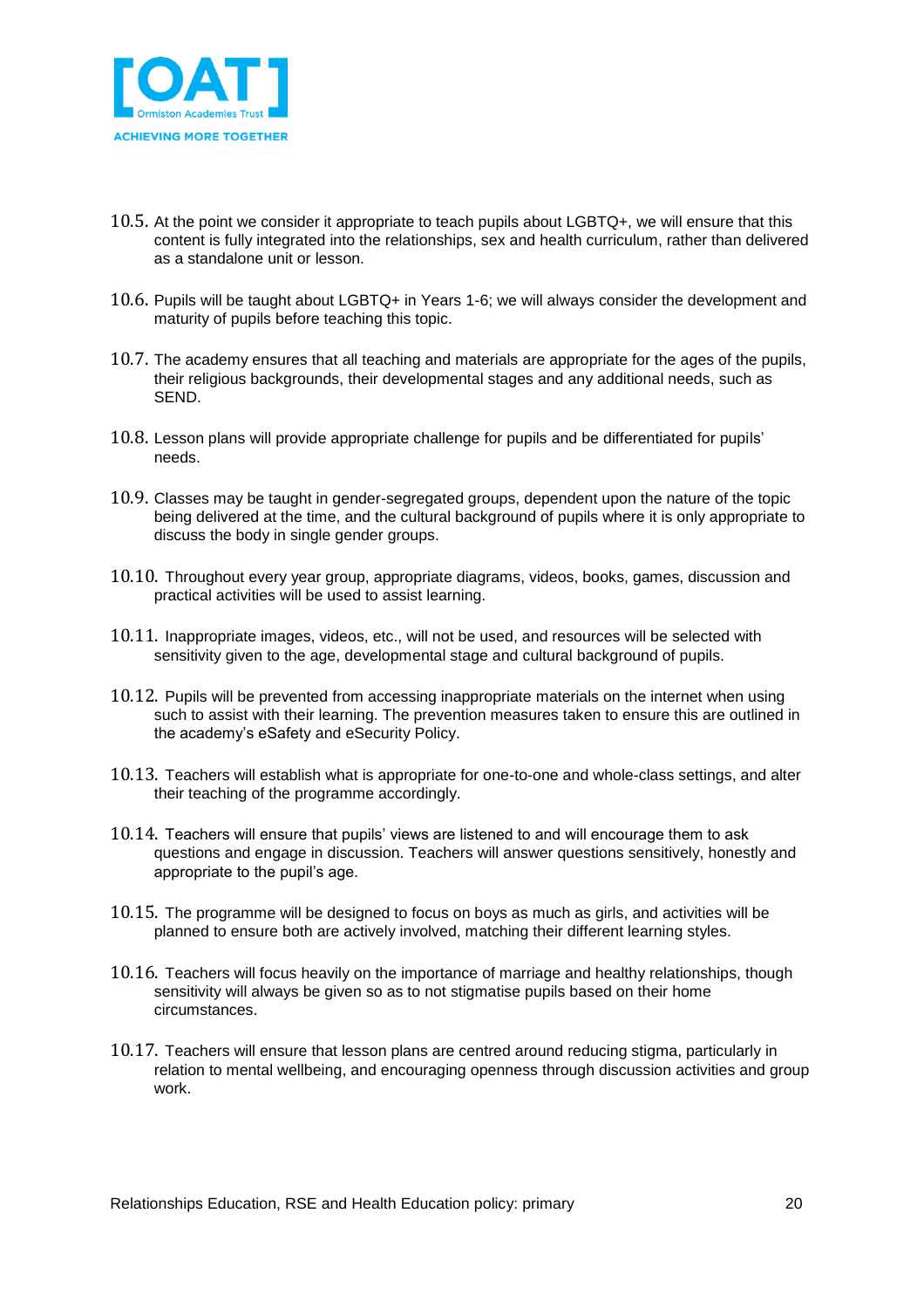10.5. At the point we consider it appropriate to teach pupils about LGBTQ+, we will ensure that this content is fully integrated into the relationships, sex and health curriculum, rather than delivered as a standalone unit or lesson.

10.6. Pupils will be taught about LGBTQ+ in Years 1-6; we will always consider the development and maturity of pupils before teaching this topic.

10.7. The academy ensures that all teaching and materials are appropriate for the ages of the pupils, their religious backgrounds, their developmental stages and any additional needs, such as SEND.

10.8. Lesson plans will provide appropriate challenge for pupils and be differentiated for pupils' needs.

10.9. Classes may be taught in gender-segregated groups, dependent upon the nature of the topic being delivered at the time, and the cultural background of pupils where it is only appropriate to discuss the body in single gender groups.

10.10. Throughout every year group, appropriate diagrams, videos, books, games, discussion and practical activities will be used to assist learning.

10.11. Inappropriate images, videos, etc., will not be used, and resources will be selected with sensitivity given to the age, developmental stage and cultural background of pupils.

10.12. Pupils will be prevented from accessing inappropriate materials on the internet when using such to assist with their learning. The prevention measures taken to ensure this are outlined in the academy's eSafety and eSecurity Policy.

10.13. Teachers will establish what is appropriate for one-to-one and whole-class settings, and alter their teaching of the programme accordingly.

10.14. Teachers will ensure that pupils' views are listened to and will encourage them to ask questions and engage in discussion. Teachers will answer questions sensitively, honestly and appropriate to the pupil's age.

10.15. The programme will be designed to focus on boys as much as girls, and activities will be planned to ensure both are actively involved, matching their different learning styles.

10.16. Teachers will focus heavily on the importance of marriage and healthy relationships, though sensitivity will always be given so as to not stigmatise pupils based on their home circumstances.

10.17. Teachers will ensure that lesson plans are centred around reducing stigma, particularly in relation to mental wellbeing, and encouraging openness through discussion activities and group work.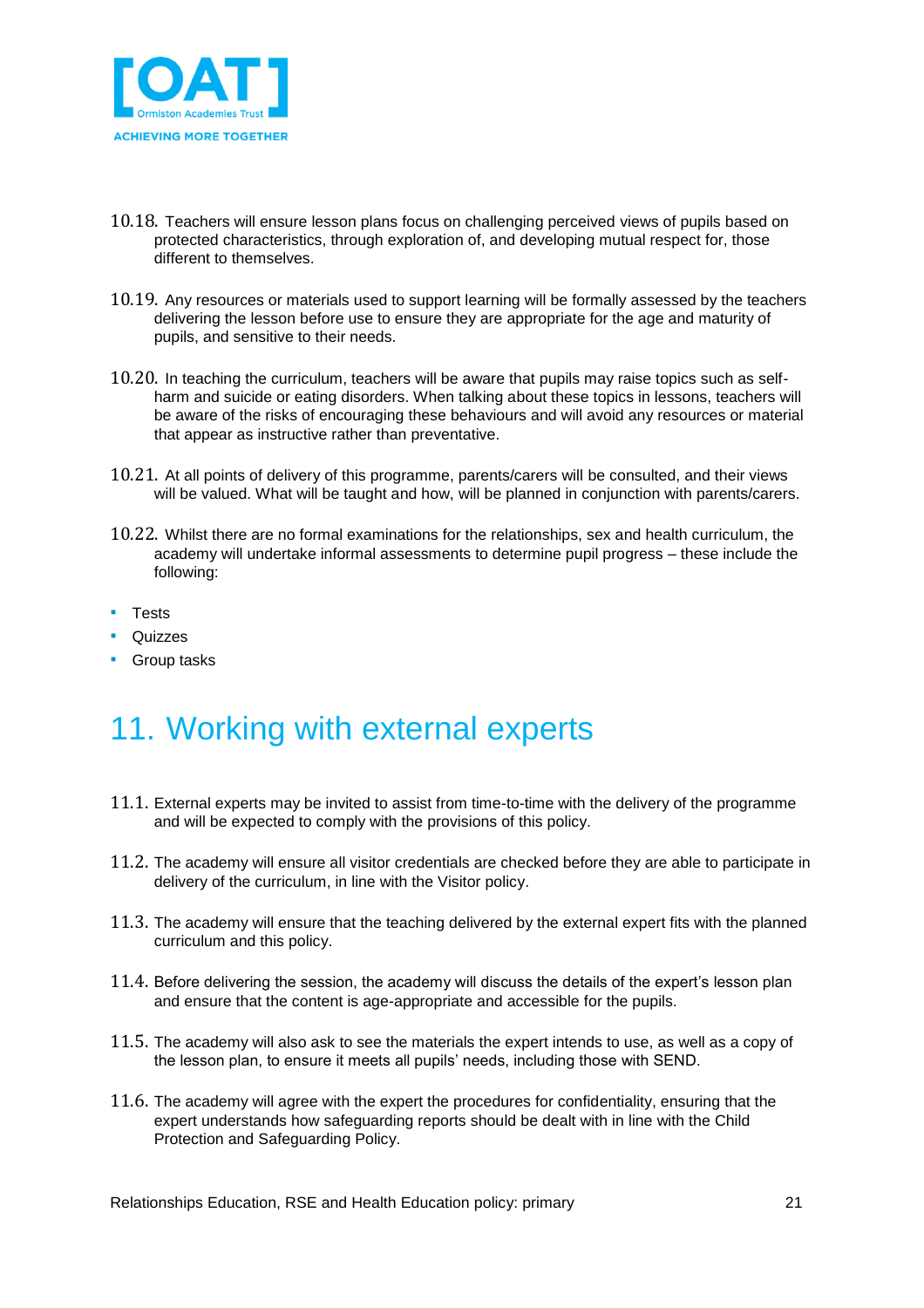10.18. Teachers will ensure lesson plans focus on challenging perceived views of pupils based on protected characteristics, through exploration of, and developing mutual respect for, those different to themselves.

10.19. Any resources or materials used to support learning will be formally assessed by the teachers delivering the lesson before use to ensure they are appropriate for the age and maturity of pupils, and sensitive to their needs.

10.20. In teaching the curriculum, teachers will be aware that pupils may raise topics such as self-harm and suicide or eating disorders. When talking about these topics in lessons, teachers will be aware of the risks of encouraging these behaviours and will avoid any resources or material that appear as instructive rather than preventative.

10.21. At all points of delivery of this programme, parents/carers will be consulted, and their views will be valued. What will be taught and how, will be planned in conjunction with parents/carers.

10.22. Whilst there are no formal examinations for the relationships, sex and health curriculum, the academy will undertake informal assessments to determine pupil progress – these include the following:

- Tests
- Quizzes
- Group tasks

# 11. Working with external experts

11.1. External experts may be invited to assist from time-to-time with the delivery of the programme and will be expected to comply with the provisions of this policy.

11.2. The academy will ensure all visitor credentials are checked before they are able to participate in delivery of the curriculum, in line with the Visitor policy.

11.3. The academy will ensure that the teaching delivered by the external expert fits with the planned curriculum and this policy.

11.4. Before delivering the session, the academy will discuss the details of the expert's lesson plan and ensure that the content is age-appropriate and accessible for the pupils.

11.5. The academy will also ask to see the materials the expert intends to use, as well as a copy of the lesson plan, to ensure it meets all pupils' needs, including those with SEND.

11.6. The academy will agree with the expert the procedures for confidentiality, ensuring that the expert understands how safeguarding reports should be dealt with in line with the Child Protection and Safeguarding Policy.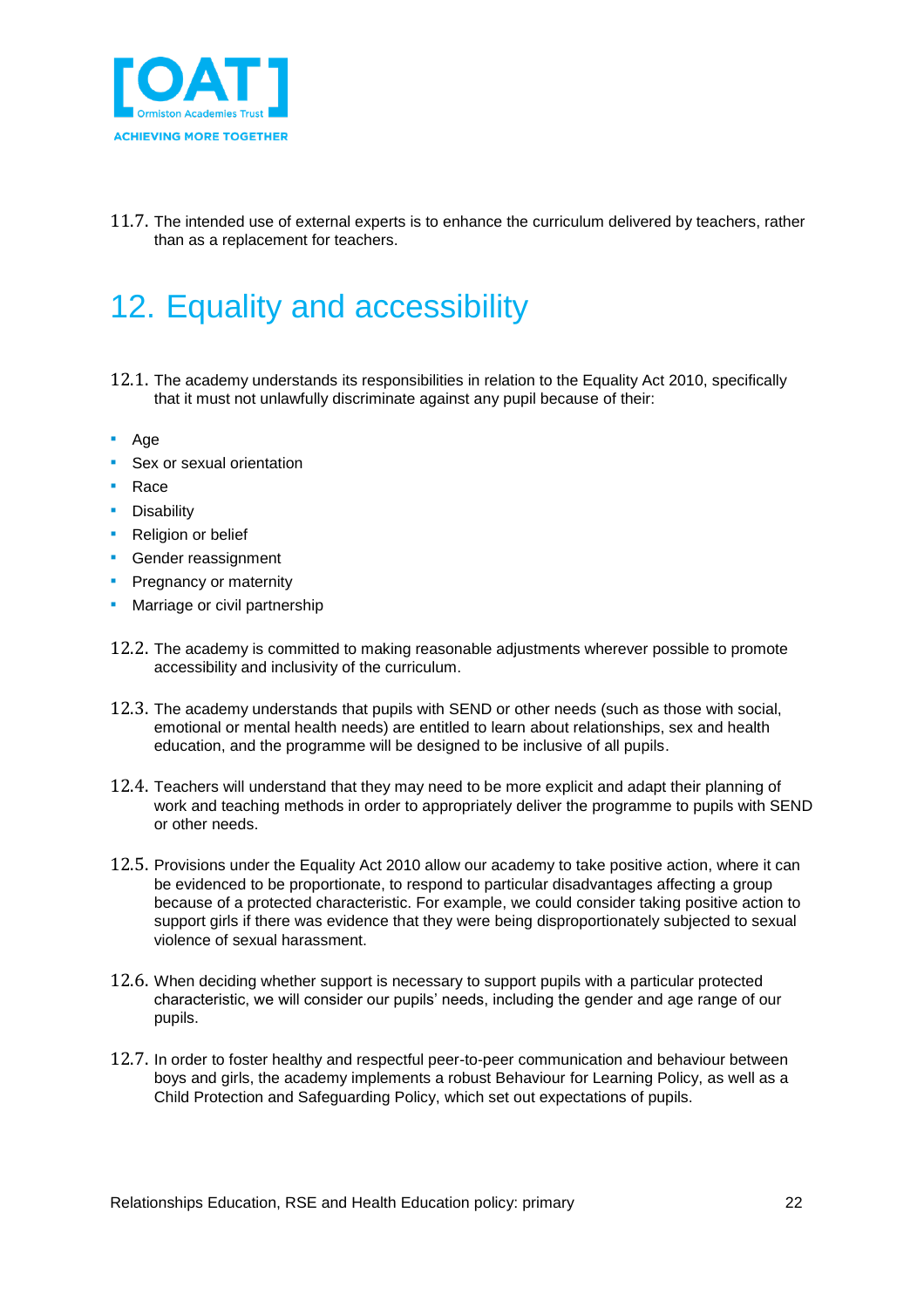11.7. The intended use of external experts is to enhance the curriculum delivered by teachers, rather than as a replacement for teachers.

# 12. Equality and accessibility

12.1. The academy understands its responsibilities in relation to the Equality Act 2010, specifically that it must not unlawfully discriminate against any pupil because of their:

- Age
- Sex or sexual orientation
- Race
- Disability
- Religion or belief
- Gender reassignment
- Pregnancy or maternity
- Marriage or civil partnership

12.2. The academy is committed to making reasonable adjustments wherever possible to promote accessibility and inclusivity of the curriculum.

12.3. The academy understands that pupils with SEND or other needs (such as those with social, emotional or mental health needs) are entitled to learn about relationships, sex and health education, and the programme will be designed to be inclusive of all pupils.

12.4. Teachers will understand that they may need to be more explicit and adapt their planning of work and teaching methods in order to appropriately deliver the programme to pupils with SEND or other needs.

12.5. Provisions under the Equality Act 2010 allow our academy to take positive action, where it can be evidenced to be proportionate, to respond to particular disadvantages affecting a group because of a protected characteristic. For example, we could consider taking positive action to support girls if there was evidence that they were being disproportionately subjected to sexual violence of sexual harassment.

12.6. When deciding whether support is necessary to support pupils with a particular protected characteristic, we will consider our pupils' needs, including the gender and age range of our pupils.

12.7. In order to foster healthy and respectful peer-to-peer communication and behaviour between boys and girls, the academy implements a robust Behaviour for Learning Policy, as well as a Child Protection and Safeguarding Policy, which set out expectations of pupils.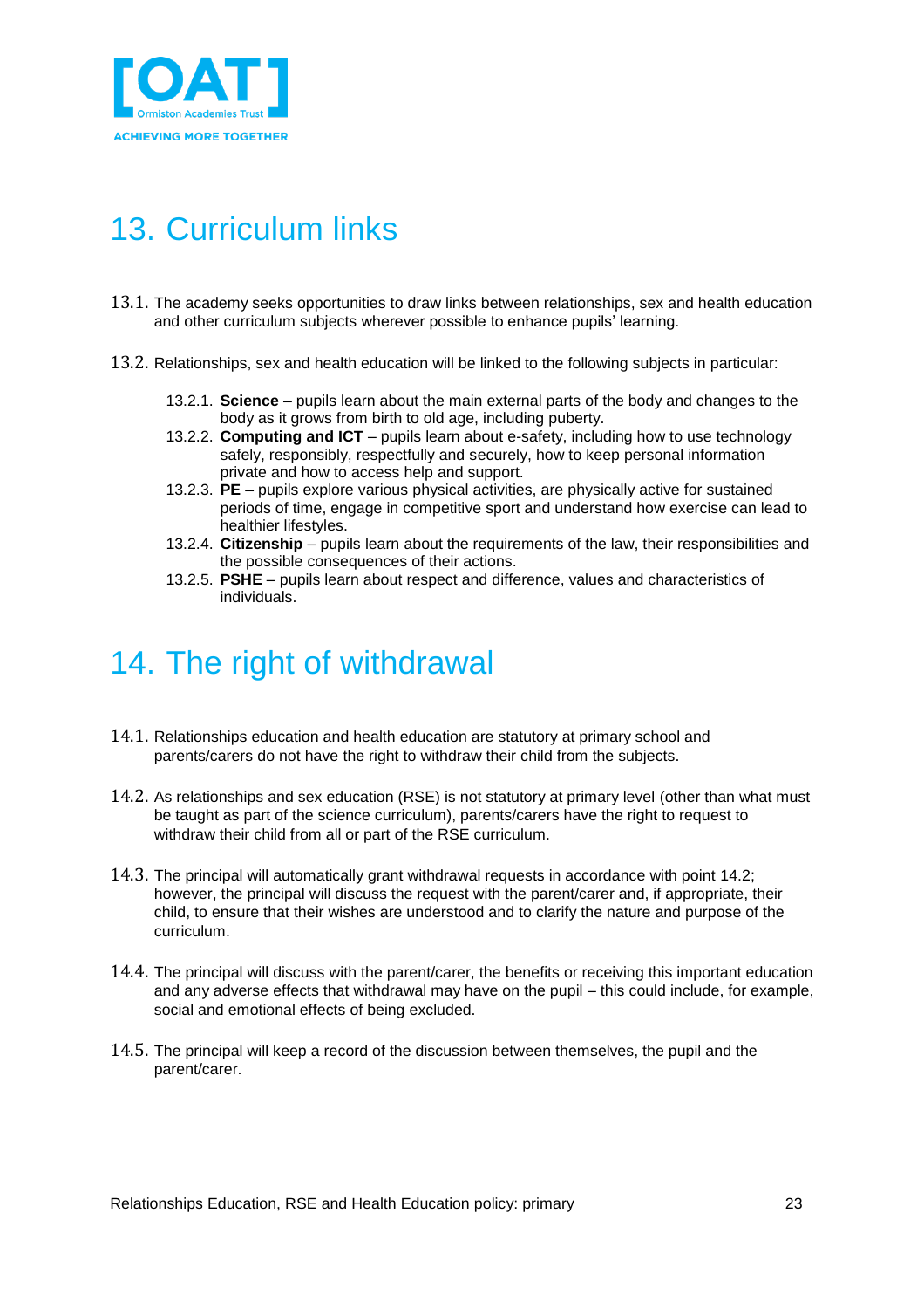## 13. Curriculum links

13.1. The academy seeks opportunities to draw links between relationships, sex and health education and other curriculum subjects wherever possible to enhance pupils' learning.

13.2. Relationships, sex and health education will be linked to the following subjects in particular:

- 13.2.1. **Science** – pupils learn about the main external parts of the body and changes to the body as it grows from birth to old age, including puberty.
- 13.2.2. **Computing and ICT** – pupils learn about e-safety, including how to use technology safely, responsibly, respectfully and securely, how to keep personal information private and how to access help and support.
- 13.2.3. **PE** – pupils explore various physical activities, are physically active for sustained periods of time, engage in competitive sport and understand how exercise can lead to healthier lifestyles.
- 13.2.4. **Citizenship** – pupils learn about the requirements of the law, their responsibilities and the possible consequences of their actions.
- 13.2.5. **PSHE** – pupils learn about respect and difference, values and characteristics of individuals.

## 14. The right of withdrawal

14.1. Relationships education and health education are statutory at primary school and parents/carers do not have the right to withdraw their child from the subjects.

14.2. As relationships and sex education (RSE) is not statutory at primary level (other than what must be taught as part of the science curriculum), parents/carers have the right to request to withdraw their child from all or part of the RSE curriculum.

14.3. The principal will automatically grant withdrawal requests in accordance with point 14.2; however, the principal will discuss the request with the parent/carer and, if appropriate, their child, to ensure that their wishes are understood and to clarify the nature and purpose of the curriculum.

14.4. The principal will discuss with the parent/carer, the benefits or receiving this important education and any adverse effects that withdrawal may have on the pupil – this could include, for example, social and emotional effects of being excluded.

14.5. The principal will keep a record of the discussion between themselves, the pupil and the parent/carer.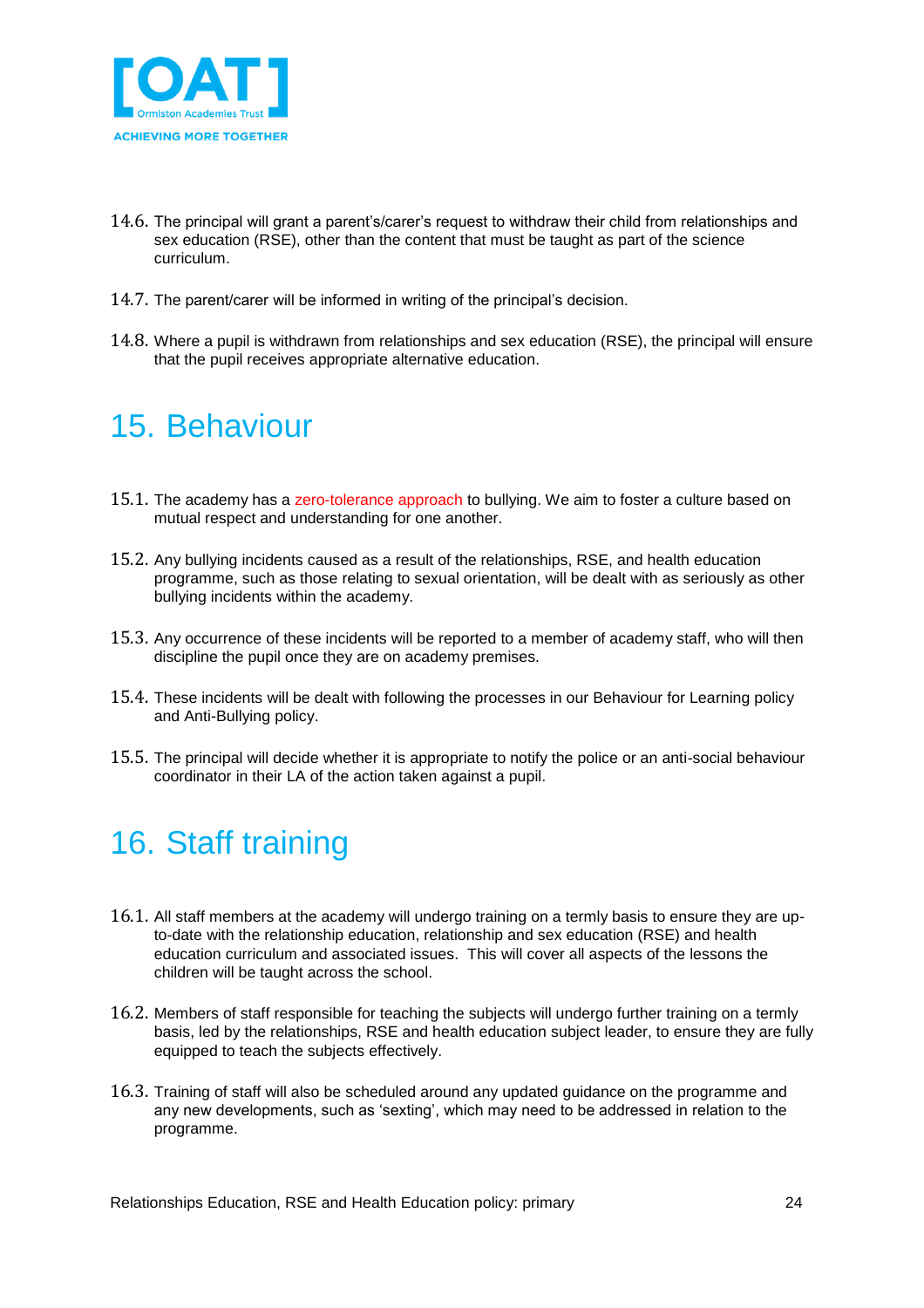14.6. The principal will grant a parent's/carer's request to withdraw their child from relationships and sex education (RSE), other than the content that must be taught as part of the science curriculum.

14.7. The parent/carer will be informed in writing of the principal's decision.

14.8. Where a pupil is withdrawn from relationships and sex education (RSE), the principal will ensure that the pupil receives appropriate alternative education.

# 15. Behaviour

15.1. The academy has a zero-tolerance approach to bullying. We aim to foster a culture based on mutual respect and understanding for one another.

15.2. Any bullying incidents caused as a result of the relationships, RSE, and health education programme, such as those relating to sexual orientation, will be dealt with as seriously as other bullying incidents within the academy.

15.3. Any occurrence of these incidents will be reported to a member of academy staff, who will then discipline the pupil once they are on academy premises.

15.4. These incidents will be dealt with following the processes in our Behaviour for Learning policy and Anti-Bullying policy.

15.5. The principal will decide whether it is appropriate to notify the police or an anti-social behaviour coordinator in their LA of the action taken against a pupil.

# 16. Staff training

16.1. All staff members at the academy will undergo training on a termly basis to ensure they are up-to-date with the relationship education, relationship and sex education (RSE) and health education curriculum and associated issues. This will cover all aspects of the lessons the children will be taught across the school.

16.2. Members of staff responsible for teaching the subjects will undergo further training on a termly basis, led by the relationships, RSE and health education subject leader, to ensure they are fully equipped to teach the subjects effectively.

16.3. Training of staff will also be scheduled around any updated guidance on the programme and any new developments, such as 'sexting', which may need to be addressed in relation to the programme.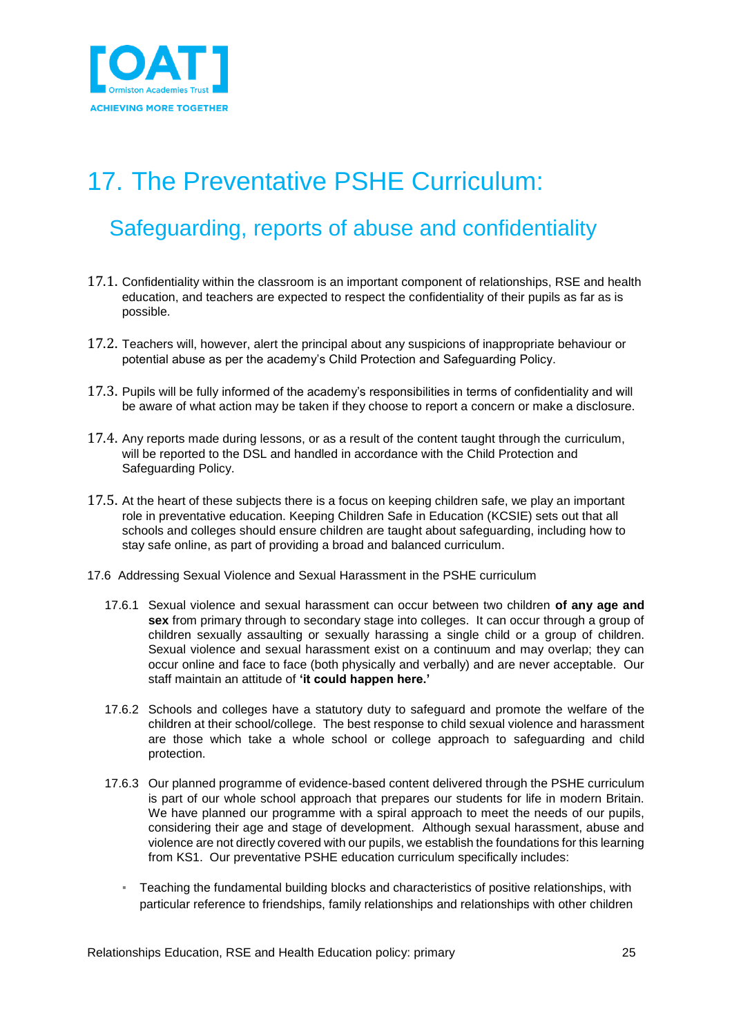# 17. The Preventative PSHE Curriculum:

## Safeguarding, reports of abuse and confidentiality

17.1. Confidentiality within the classroom is an important component of relationships, RSE and health education, and teachers are expected to respect the confidentiality of their pupils as far as is possible.

17.2. Teachers will, however, alert the principal about any suspicions of inappropriate behaviour or potential abuse as per the academy's Child Protection and Safeguarding Policy.

17.3. Pupils will be fully informed of the academy's responsibilities in terms of confidentiality and will be aware of what action may be taken if they choose to report a concern or make a disclosure.

17.4. Any reports made during lessons, or as a result of the content taught through the curriculum, will be reported to the DSL and handled in accordance with the Child Protection and Safeguarding Policy.

17.5. At the heart of these subjects there is a focus on keeping children safe, we play an important role in preventative education. Keeping Children Safe in Education (KCSIE) sets out that all schools and colleges should ensure children are taught about safeguarding, including how to stay safe online, as part of providing a broad and balanced curriculum.

17.6 Addressing Sexual Violence and Sexual Harassment in the PSHE curriculum

17.6.1 Sexual violence and sexual harassment can occur between two children **of any age and sex** from primary through to secondary stage into colleges. It can occur through a group of children sexually assaulting or sexually harassing a single child or a group of children. Sexual violence and sexual harassment exist on a continuum and may overlap; they can occur online and face to face (both physically and verbally) and are never acceptable. Our staff maintain an attitude of **'it could happen here.'**

17.6.2 Schools and colleges have a statutory duty to safeguard and promote the welfare of the children at their school/college. The best response to child sexual violence and harassment are those which take a whole school or college approach to safeguarding and child protection.

17.6.3 Our planned programme of evidence-based content delivered through the PSHE curriculum is part of our whole school approach that prepares our students for life in modern Britain. We have planned our programme with a spiral approach to meet the needs of our pupils, considering their age and stage of development. Although sexual harassment, abuse and violence are not directly covered with our pupils, we establish the foundations for this learning from KS1. Our preventative PSHE education curriculum specifically includes:

- Teaching the fundamental building blocks and characteristics of positive relationships, with particular reference to friendships, family relationships and relationships with other children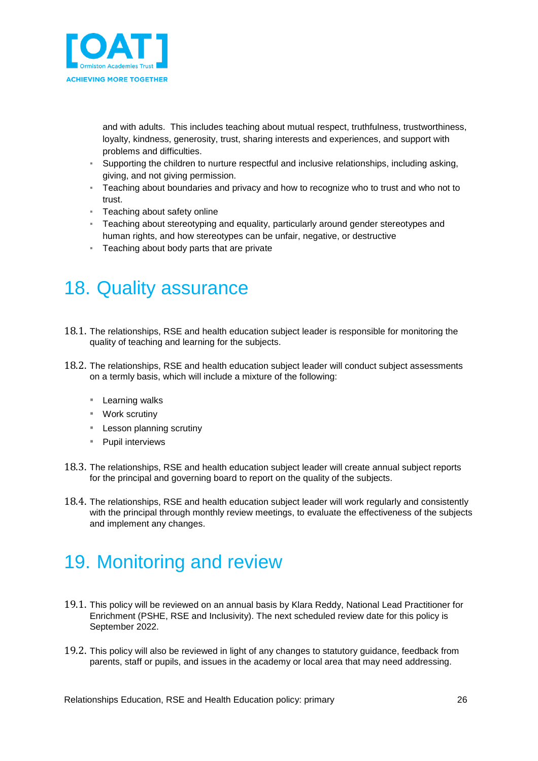and with adults.  This includes teaching about mutual respect, truthfulness, trustworthiness, loyalty, kindness, generosity, trust, sharing interests and experiences, and support with problems and difficulties.

- Supporting the children to nurture respectful and inclusive relationships, including asking, giving, and not giving permission.
- Teaching about boundaries and privacy and how to recognize who to trust and who not to trust.
- Teaching about safety online
- Teaching about stereotyping and equality, particularly around gender stereotypes and human rights, and how stereotypes can be unfair, negative, or destructive
- Teaching about body parts that are private

# 18. Quality assurance

18.1. The relationships, RSE and health education subject leader is responsible for monitoring the quality of teaching and learning for the subjects.

18.2. The relationships, RSE and health education subject leader will conduct subject assessments on a termly basis, which will include a mixture of the following:

- Learning walks
- Work scrutiny
- Lesson planning scrutiny
- Pupil interviews

18.3. The relationships, RSE and health education subject leader will create annual subject reports for the principal and governing board to report on the quality of the subjects.

18.4. The relationships, RSE and health education subject leader will work regularly and consistently with the principal through monthly review meetings, to evaluate the effectiveness of the subjects and implement any changes.

# 19. Monitoring and review

19.1. This policy will be reviewed on an annual basis by Klara Reddy, National Lead Practitioner for Enrichment (PSHE, RSE and Inclusivity). The next scheduled review date for this policy is September 2022.

19.2. This policy will also be reviewed in light of any changes to statutory guidance, feedback from parents, staff or pupils, and issues in the academy or local area that may need addressing.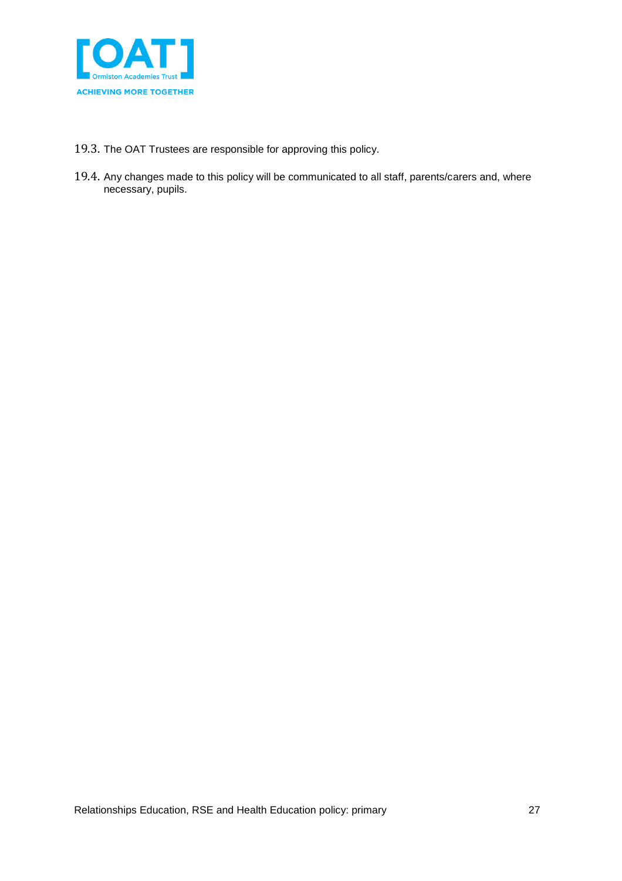19.3. The OAT Trustees are responsible for approving this policy.

19.4. Any changes made to this policy will be communicated to all staff, parents/carers and, where necessary, pupils.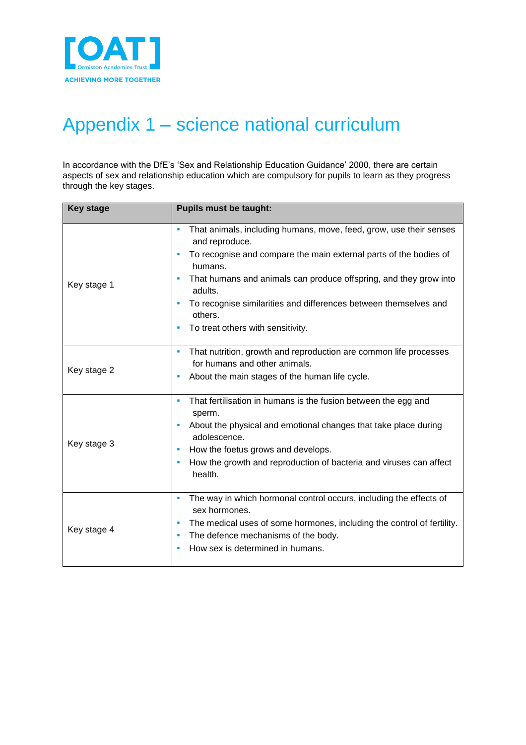# Appendix 1 – science national curriculum

In accordance with the DfE's 'Sex and Relationship Education Guidance' 2000, there are certain aspects of sex and relationship education which are compulsory for pupils to learn as they progress through the key stages.

| Key stage | Pupils must be taught: |
| --- | --- |
| Key stage 1 | • That animals, including humans, move, feed, grow, use their senses and reproduce.<br>• To recognise and compare the main external parts of the bodies of humans.<br>• That humans and animals can produce offspring, and they grow into adults.<br>• To recognise similarities and differences between themselves and others.<br>• To treat others with sensitivity. |
| Key stage 2 | • That nutrition, growth and reproduction are common life processes for humans and other animals.<br>• About the main stages of the human life cycle. |
| Key stage 3 | • That fertilisation in humans is the fusion between the egg and sperm.<br>• About the physical and emotional changes that take place during adolescence.<br>• How the foetus grows and develops.<br>• How the growth and reproduction of bacteria and viruses can affect health. |
| Key stage 4 | • The way in which hormonal control occurs, including the effects of sex hormones.<br>• The medical uses of some hormones, including the control of fertility.<br>• The defence mechanisms of the body.<br>• How sex is determined in humans. |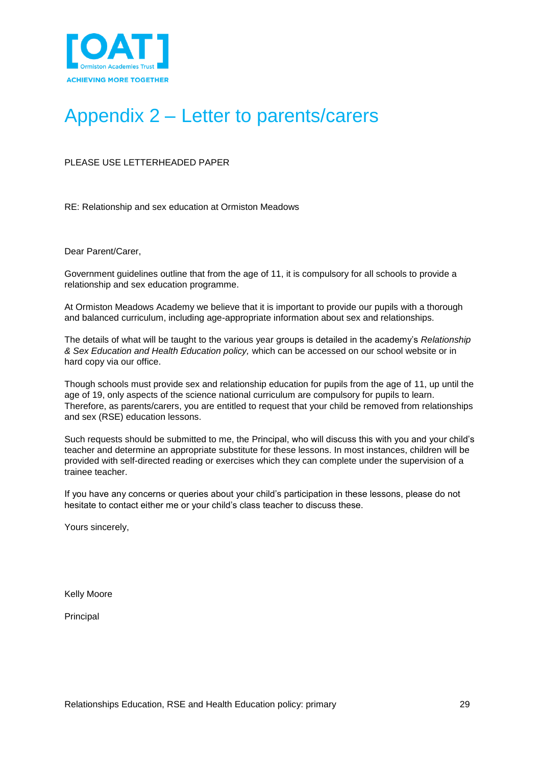# Appendix 2 – Letter to parents/carers

PLEASE USE LETTERHEADED PAPER

RE: Relationship and sex education at Ormiston Meadows

Dear Parent/Carer,

Government guidelines outline that from the age of 11, it is compulsory for all schools to provide a relationship and sex education programme.

At Ormiston Meadows Academy we believe that it is important to provide our pupils with a thorough and balanced curriculum, including age-appropriate information about sex and relationships.

The details of what will be taught to the various year groups is detailed in the academy's *Relationship & Sex Education and Health Education policy,* which can be accessed on our school website or in hard copy via our office.

Though schools must provide sex and relationship education for pupils from the age of 11, up until the age of 19, only aspects of the science national curriculum are compulsory for pupils to learn. Therefore, as parents/carers, you are entitled to request that your child be removed from relationships and sex (RSE) education lessons.

Such requests should be submitted to me, the Principal, who will discuss this with you and your child's teacher and determine an appropriate substitute for these lessons. In most instances, children will be provided with self-directed reading or exercises which they can complete under the supervision of a trainee teacher.

If you have any concerns or queries about your child's participation in these lessons, please do not hesitate to contact either me or your child's class teacher to discuss these.

Yours sincerely,

Kelly Moore

Principal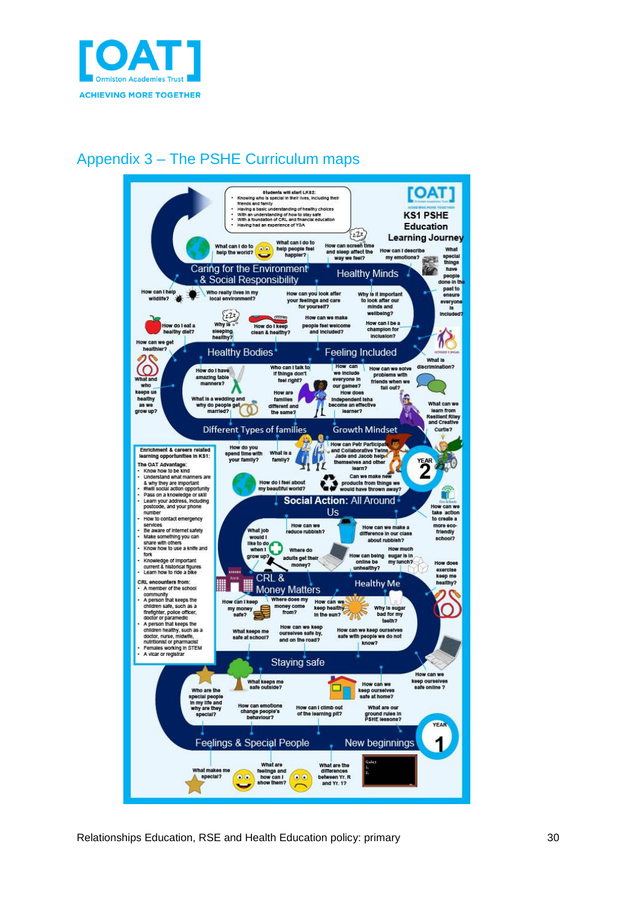# Appendix 3 – The PSHE Curriculum maps

Students will start LKS2:
- Knowing who is special in their lives, including their friends and family
- Having a basic understanding of healthy choices
- With an understanding of how to stay safe
- With a foundation of CRL and financial education
- Having had an experience of YSA

**KS1 PSHE Education Learning Journey**

**Caring for the Environment & Social Responsibility**
- What can I do to help the world?
- What can I do to help people feel happier?
- How can I help wildlife?
- Who really lives in my local environment?

**Healthy Minds**
- How can screen time and sleep affect the way we feel?
- How can I describe my emotions?
- What special things have people done in the past to ensure everyone is included?
- How can you look after your feelings and care for yourself?
- Why is it important to look after our minds and wellbeing?

**Healthy Bodies**
- How do I eat a healthy diet?
- Why is sleeping healthy?
- How do I keep clean & healthy?
- How can we get healthier?
- What and who keeps us healthy as we grow up?

**Feeling Included**
- How can we make people feel welcome and included?
- How can I be a champion for inclusion?
- What is discrimination?

**Different Types of families**
- How do I have amazing table manners?
- Who can I talk to if things don't feel right?
- What is a wedding and why do people get married?
- How are families different and the same?
- How do you spend time with your family?
- What is a family?

**Growth Mindset**
- How can we include everyone in our games?
- How can we solve problems with friends when we fall out?
- How does Independent Isha become an effective learner?
- What can we learn from Resilient Riley and Creative Curtis?
- How can Petr Participate and Collaborative Twins Jade and Jacob help themselves and other learn?

**YEAR 2**

**Enrichment & careers related learning opportunities in KS1:**

The OAT Advantage:
- Know how to be kind
- Understand what manners are & why they are important
- #will social action opportunity
- Pass on a knowledge or skill
- Learn your address, including postcode, and your phone number
- How to contact emergency services
- Be aware of internet safety
- Make something you can share with others
- Know how to use a knife and fork
- Knowledge of important current & historical figures
- Learn how to ride a bike

CRL encounters from:
- A member of the school community
- A person that keeps the children safe, such as a firefighter, police officer, doctor or paramedic
- A person that keeps the children healthy, such as a doctor, nurse, midwife, nutritionist or pharmacist
- Females working in STEM
- A vicar or registrar

**Social Action: All Around Us**
- How do I feel about my beautiful world?
- Can we make new products from things we would have thrown away?
- How can we take action to create a more eco-friendly school?
- How can we reduce rubbish?
- How can we make a difference in our class about rubbish?

**CRL & Money Matters**
- What job would I like to do when I grow up?
- Where do adults get their money?
- How can I keep my money safe?
- Where does my money come from?

**Healthy Me**
- How can being online be unhealthy?
- How much sugar is in my lunch?
- How does exercise keep me healthy?
- How can we keep healthy in the sun?
- Why is sugar bad for my teeth?

**Staying safe**
- What keeps me safe at school?
- How can we keep ourselves safe by, and on the road?
- How can we keep ourselves safe with people we do not know?
- How can we keep ourselves safe online?
- What keeps me safe outside?
- How can we keep ourselves safe at home?

**Feelings & Special People**
- Who are the special people in my life and why are they special?
- How can emotions change people's behaviour?
- What makes me special?
- What are feelings and how can I show them?

**New beginnings**
- How can I climb out of the learning pit?
- What are our ground rules in PSHE lessons?
- What are the differences between Yr. R and Yr. 1?

**YEAR 1**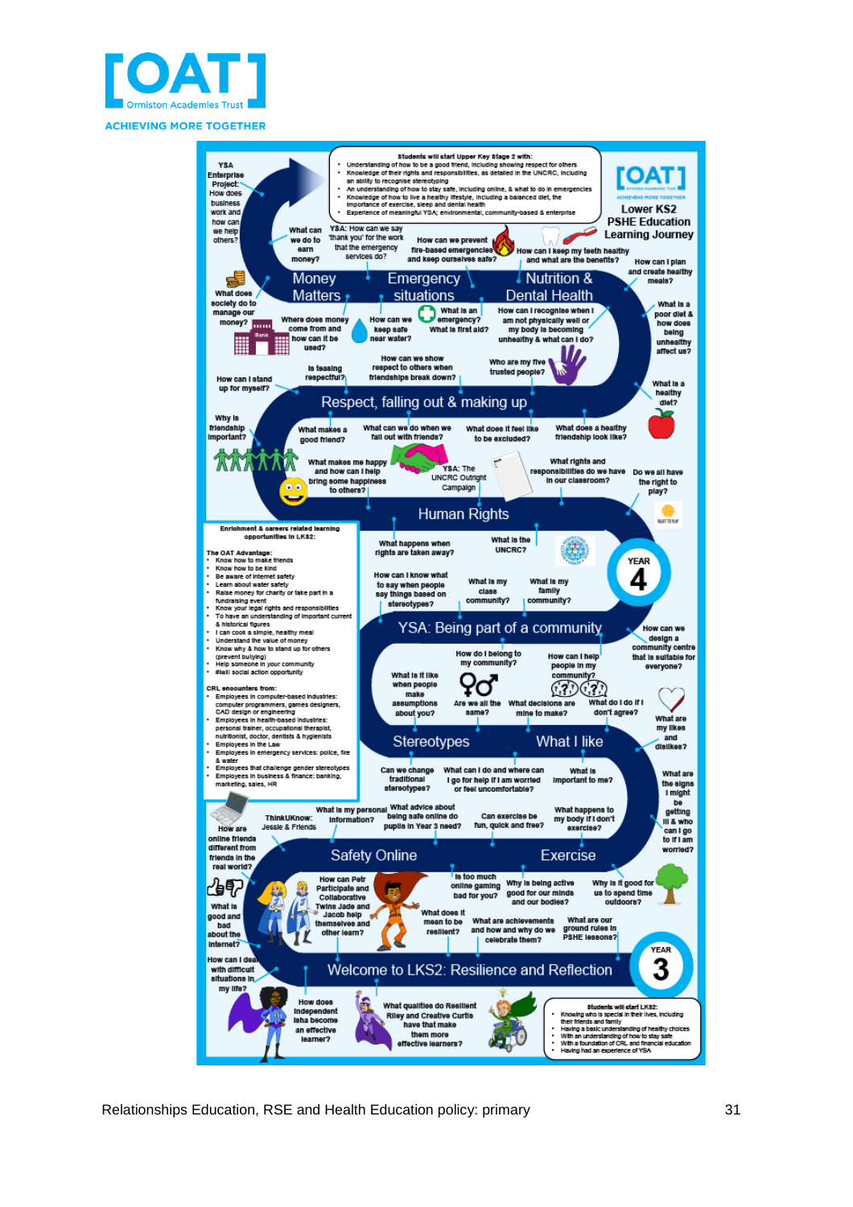[OAT] Ormiston Academies Trust

ACHIEVING MORE TOGETHER

# Lower KS2 PSHE Education Learning Journey

**Students will start Upper Key Stage 2 with:**

- Understanding of how to be a good friend, including showing respect for others
- Knowledge of their rights and responsibilities, as detailed in the UNCRC, including an ability to recognise stereotyping
- An understanding of how to stay safe, including online, & what to do in emergencies
- Knowledge of how to live a healthy lifestyle, including a balanced diet, the importance of exercise, sleep and dental health
- Experience of meaningful YSA; environmental, community-based & enterprise

YSA Enterprise Project: How does business work and how can we help others?

What can we do to earn money?

YSA: How can we say 'thank you' for the work that the emergency services do?

How can we prevent fire-based emergencies and keep ourselves safe?

How can I keep my teeth healthy and what are the benefits?

How can I plan and create healthy meals?

## Money Matters

## Emergency situations

## Nutrition & Dental Health

What does society do to manage our money?

Where does money come from and how can it be used?

How can we keep safe near water?

What is an emergency? What is first aid?

How can I recognise when I am not physically well or my body is becoming unhealthy & what can I do?

What is a poor diet & how does being unhealthy affect us?

Is teasing respectful?

How can we show respect to others when friendships break down?

Who are my five trusted people?

What is a healthy diet?

How can I stand up for myself?

## Respect, falling out & making up

Why is friendship important?

What makes a good friend?

What can we do when we fall out with friends?

What does it feel like to be excluded?

What does a healthy friendship look like?

What makes me happy and how can I help bring some happiness to others?

YSA: The UNCRC Outright Campaign

What rights and responsibilities do we have in our classroom?

Do we all have the right to play?

## Human Rights

**Enrichment & careers related learning opportunities in LKS2:**

**The OAT Advantage:**

- Know how to make friends
- Know how to be kind
- Be aware of internet safety
- Learn about water safety
- Raise money for charity or take part in a fundraising event
- Know your legal rights and responsibilities
- To have an understanding of important current & historical figures
- I can cook a simple, healthy meal
- Understand the value of money
- Know why & how to stand up for others (prevent bullying)
- Help someone in your community
- #iwill social action opportunity

**CRL encounters from:**

- Employees in computer-based industries: computer programmers, games designers, CAD design or engineering
- Employees in health-based industries: personal trainer, occupational therapist, nutritionist, doctor, dentists & hygienists
- Employees in the Law
- Employees in emergency services: police, fire & water
- Employees that challenge gender stereotypes
- Employees in business & finance: banking, marketing, sales, HR

What happens when rights are taken away?

What is the UNCRC?

YEAR 4

How can I know what to say when people say things based on stereotypes?

What is my class community?

What is my family community?

## YSA: Being part of a community

How can we design a community centre that is suitable for everyone?

How do I belong to my community?

How can I help people in my community?

What is it like when people make assumptions about you?

Are we all the same?

What decisions are mine to make?

What do I do if I don't agree?

What are my likes and dislikes?

## Stereotypes

## What I like

Can we change traditional stereotypes?

What can I do and where can I go for help if I am worried or feel uncomfortable?

What is important to me?

What are the signs I might be getting ill & who can I go to if I am worried?

How are online friends different from friends in the real world?

ThinkUKnow: Jessie & Friends

What is my personal information?

What advice about being safe online do pupils in Year 3 need?

Can exercise be fun, quick and free?

What happens to my body if I don't exercise?

## Safety Online

## Exercise

What is good and bad about the internet?

How can Petr Participate and Collaborative Twins Jade and Jacob help themselves and other learn?

Is too much online gaming bad for you?

Why is being active good for our minds and our bodies?

Why is it good for us to spend time outdoors?

What does it mean to be resilient?

What are achievements and how and why do we celebrate them?

What are our ground rules in PSHE lessons?

How can I deal with difficult situations in my life?

YEAR 3

## Welcome to LKS2: Resilience and Reflection

How does Independent Isha become an effective learner?

What qualities do Resilient Riley and Creative Curtis have that make them more effective learners?

**Students will start LKS2:**

- Knowing who is special in their lives, including their friends and family
- Having a basic understanding of healthy choices
- With an understanding of how to stay safe
- With a foundation of CRL and financial education
- Having had an experience of YSA

Relationships Education, RSE and Health Education policy: primary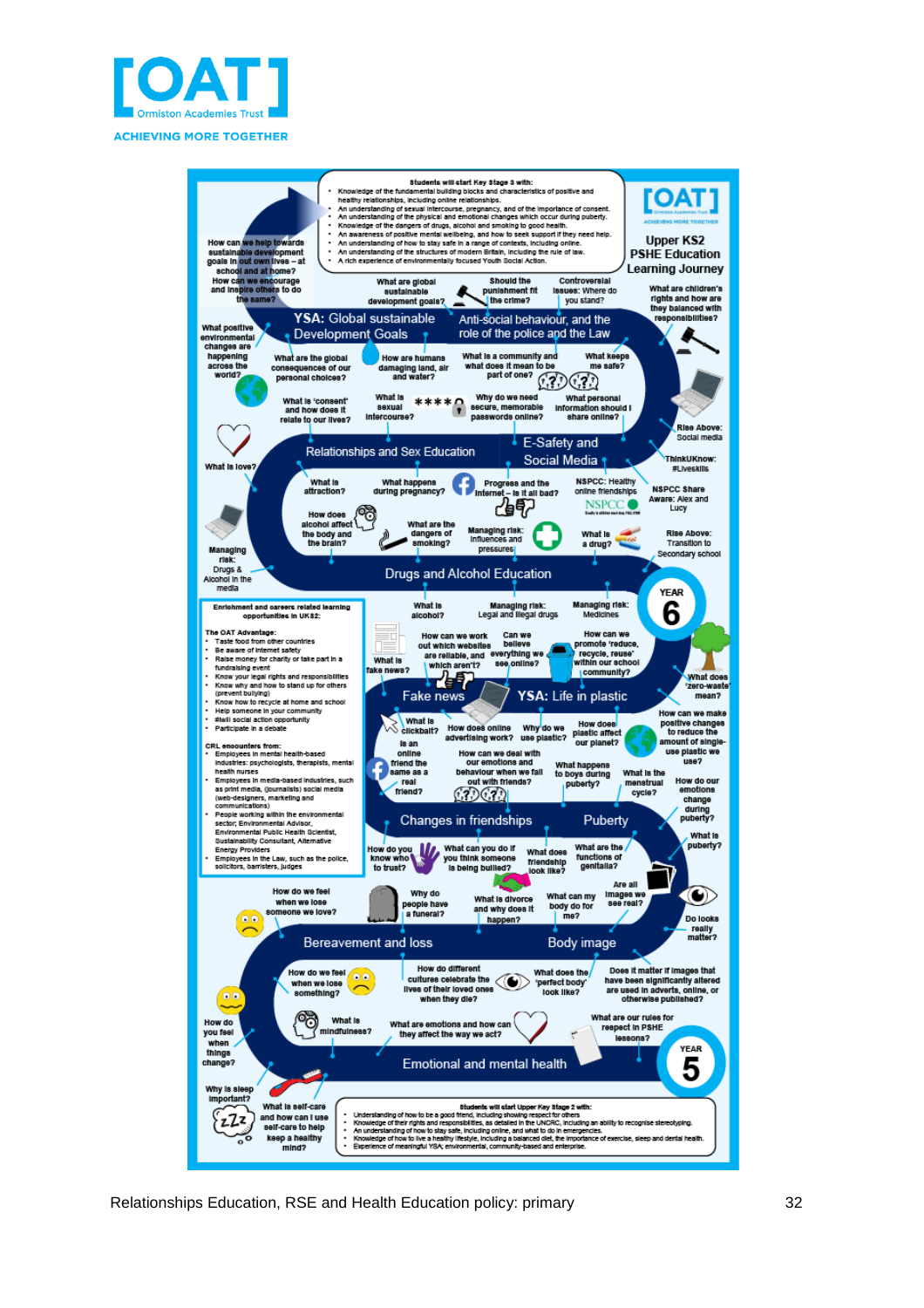[OAT] Ormiston Academies Trust

ACHIEVING MORE TOGETHER

[OAT] Ormiston Academies Trust ACHIEVING MORE TOGETHER

Upper KS2 PSHE Education Learning Journey

**Students will start Key Stage 3 with:**

- Knowledge of the fundamental building blocks and characteristics of positive and healthy relationships, including online relationships.
- An understanding of sexual intercourse, pregnancy, and of the importance of consent.
- An understanding of the physical and emotional changes which occur during puberty.
- Knowledge of the dangers of drugs, alcohol and smoking to good health.
- An awareness of positive mental wellbeing, and how to seek support if they need help.
- An understanding of how to stay safe in a range of contexts, including online.
- An understanding of the structures of modern Britain, including the rule of law.
- A rich experience of environmentally focused Youth Social Action.

How can we help towards sustainable development goals in our own lives – at school and at home? How can we encourage and inspire others to do the same?

What are global sustainable development goals?

Should the punishment fit the crime?

Controversial issues: Where do you stand?

What are children's rights and how are they balanced with their responsibilities?

YSA: Global sustainable Development Goals

Anti-social behaviour, and the role of the police and the Law

What positive environmental changes are happening across the world?

What are the global consequences of our personal choices?

How are humans damaging land, air and water?

What is a community and what does it mean to be part of one?

What keeps me safe?

What is 'consent' and how does it relate to our lives?

What is sexual intercourse?

Why do we need secure, memorable passwords online?

What personal information should I share online?

Rise Above: Social media

What is love?

Relationships and Sex Education

E-Safety and Social Media

ThinkUKnow: #Liveskills

What is attraction?

What happens during pregnancy?

Progress and the Internet – is it all bad?

NSPCC: Healthy online friendships

NSPCC Share Aware: Alex and Lucy

How does alcohol affect the body and the brain?

What are the dangers of smoking?

Managing risk: Influences and pressures

What is a drug?

Rise Above: Transition to Secondary school

Managing risk: Drugs & Alcohol in the media

Drugs and Alcohol Education

YEAR 6

**Enrichment and careers related learning opportunities in UKS2:**

**The OAT Advantage:**

- Taste food from other countries
- Be aware of internet safety
- Raise money for charity or take part in a fundraising event
- Know your legal rights and responsibilities
- Know why and how to stand up for others (prevent bullying)
- Know how to recycle at home and school
- Help someone in your community
- #iwill social action opportunity
- Participate in a debate

**CRL encounters from:**

- Employees in mental health-based industries: psychologists, therapists, mental health nurses
- Employees in media-based industries, such as print media, (journalists) social media (web-designers, marketing and communications)
- People working within the environmental sector; Environmental Advisor, Environmental Public Health Scientist, Sustainability Consultant, Alternative Energy Providers
- Employees in the Law, such as the police, solicitors, barristers, judges

What is alcohol?

Managing risk: Legal and illegal drugs

Managing risk: Medicines

What is fake news?

How can we work out which websites are reliable, and which aren't?

Can we believe everything we see online?

How can we promote 'reduce, recycle, reuse' within our school community?

What does 'zero-waste' mean?

Fake news

YSA: Life in plastic

What is clickbait?

How does online advertising work?

Why do we use plastic?

How does plastic affect our planet?

How can we make positive changes to reduce the amount of single-use plastic we use?

Is an online friend the same as a real friend?

How can we deal with our emotions and behaviour when we fall out with friends?

What happens to boys during puberty?

What is the menstrual cycle?

How do our emotions change during puberty?

Changes in friendships

Puberty

What is puberty?

How do you know who to trust?

What can you do if you think someone is being bullied?

What does friendship look like?

What are the functions of genitalia?

How do we feel when we lose someone we love?

Why do people have a funeral?

What is divorce and why does it happen?

What can my body do for me?

Are all images we see real?

Do looks really matter?

Bereavement and loss

Body image

How do we feel when we lose something?

How do different cultures celebrate the lives of their loved ones when they die?

What does the 'perfect body' look like?

Does it matter if images that have been significantly altered are used in adverts, online, or otherwise published?

How do you feel when things change?

What is mindfulness?

What are emotions and how can they affect the way we act?

What are our rules for respect in PSHE lessons?

Emotional and mental health

YEAR 5

Why is sleep important?

What is self-care and how can I use self-care to help keep a healthy mind?

**Students will start Upper Key Stage 2 with:**

- Understanding of how to be a good friend, including showing respect for others
- Knowledge of their rights and responsibilities, as detailed in the UNCRC, including an ability to recognise stereotyping.
- An understanding of how to stay safe, including online, and what to do in emergencies.
- Knowledge of how to live a healthy lifestyle, including a balanced diet, the importance of exercise, sleep and dental health.
- Experience of meaningful YSA; environmental, community-based and enterprise.

Relationships Education, RSE and Health Education policy: primary